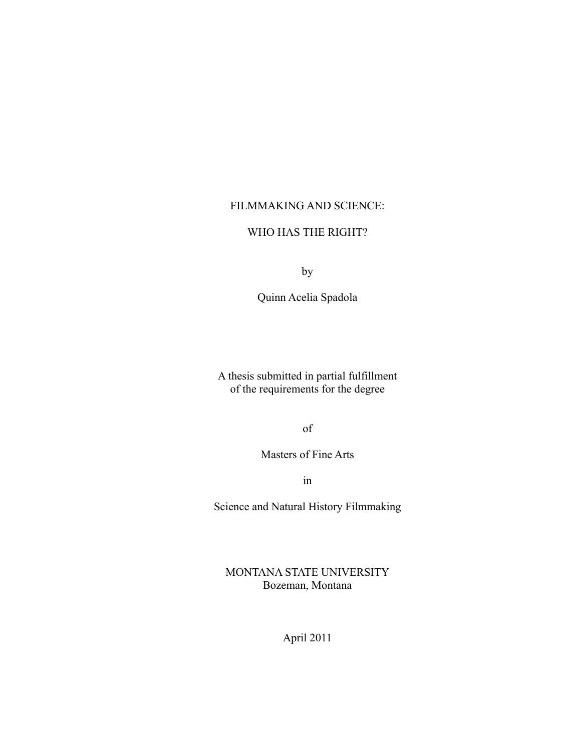# FILMMAKING AND SCIENCE:

# WHO HAS THE RIGHT?

by

Quinn Acelia Spadola

A thesis submitted in partial fulfillment
of the requirements for the degree

of

Masters of Fine Arts

in

Science and Natural History Filmmaking

MONTANA STATE UNIVERSITY
Bozeman, Montana

April 2011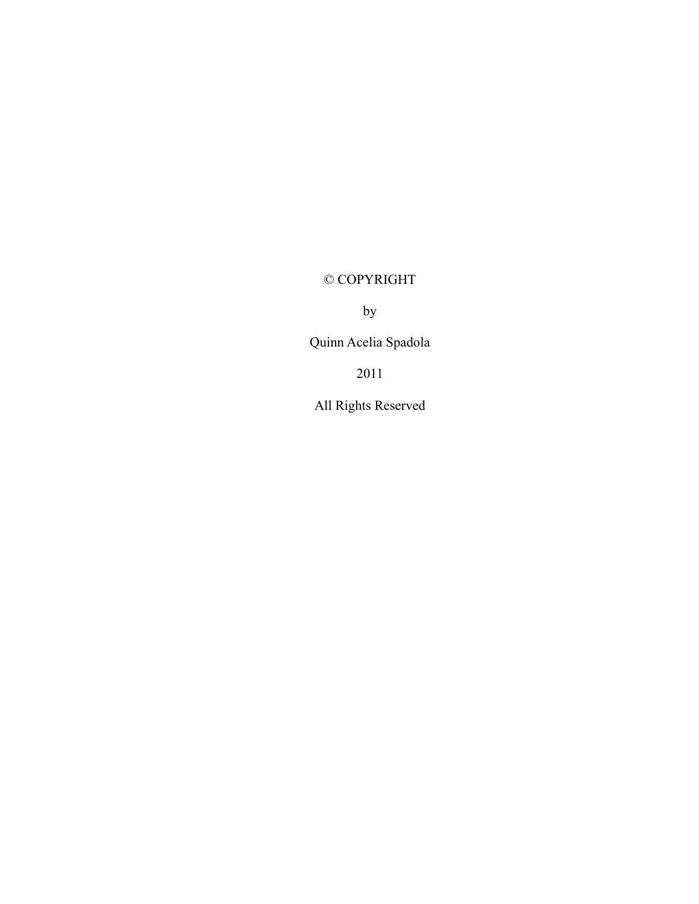© COPYRIGHT

by

Quinn Acelia Spadola

2011

All Rights Reserved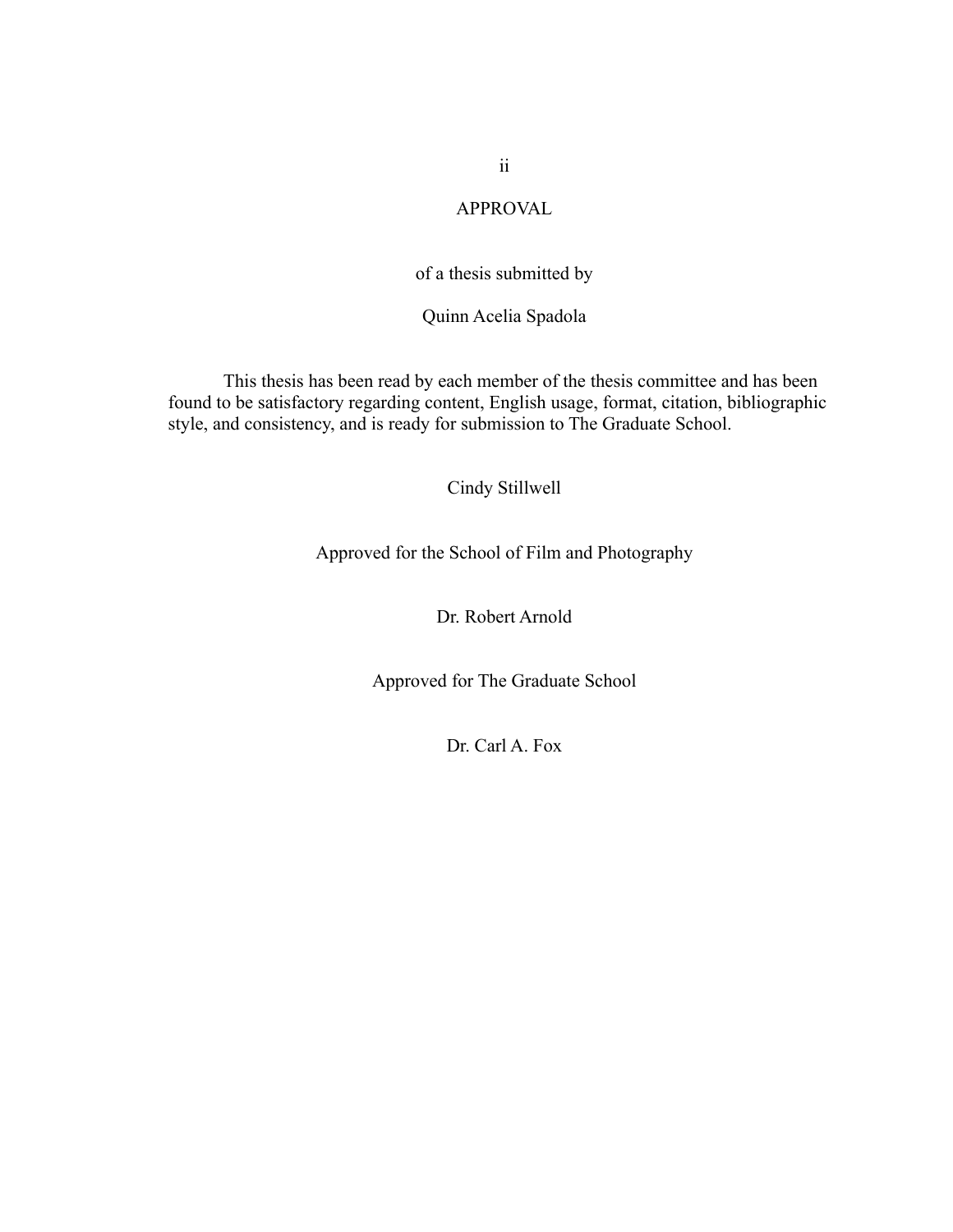# APPROVAL

of a thesis submitted by

Quinn Acelia Spadola

This thesis has been read by each member of the thesis committee and has been found to be satisfactory regarding content, English usage, format, citation, bibliographic style, and consistency, and is ready for submission to The Graduate School.

Cindy Stillwell

Approved for the School of Film and Photography

Dr. Robert Arnold

Approved for The Graduate School

Dr. Carl A. Fox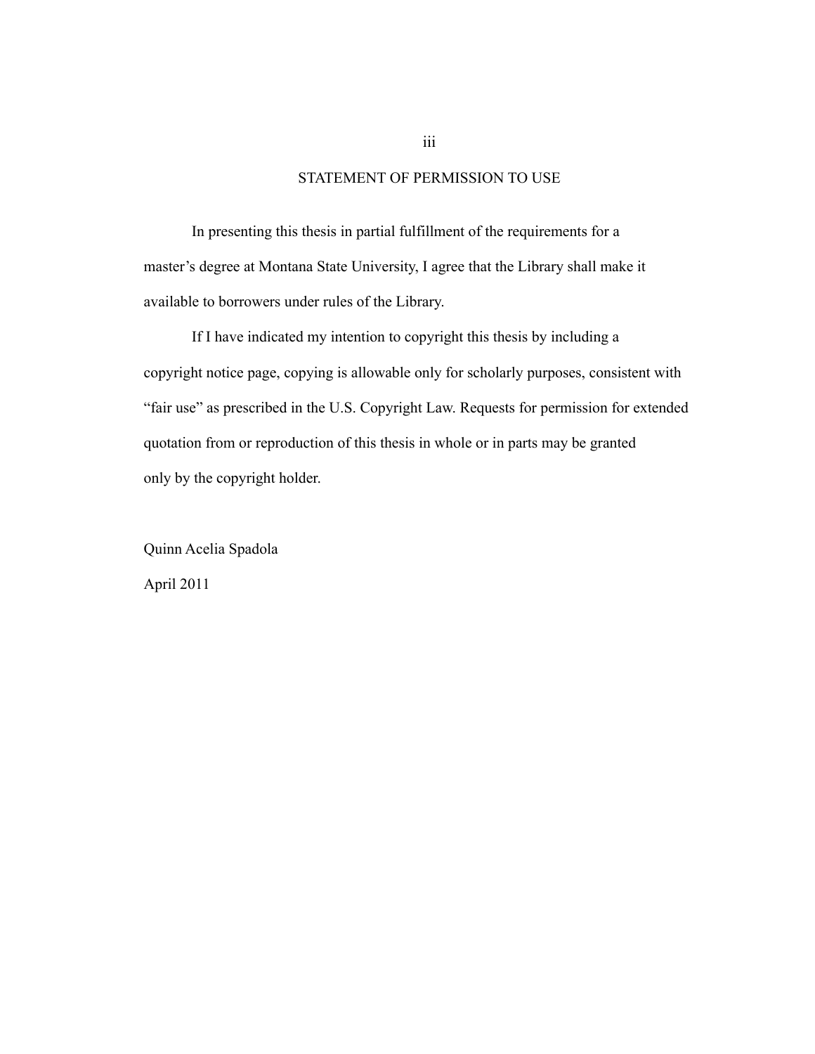## STATEMENT OF PERMISSION TO USE

In presenting this thesis in partial fulfillment of the requirements for a master's degree at Montana State University, I agree that the Library shall make it available to borrowers under rules of the Library.

If I have indicated my intention to copyright this thesis by including a copyright notice page, copying is allowable only for scholarly purposes, consistent with "fair use" as prescribed in the U.S. Copyright Law. Requests for permission for extended quotation from or reproduction of this thesis in whole or in parts may be granted only by the copyright holder.

Quinn Acelia Spadola

April 2011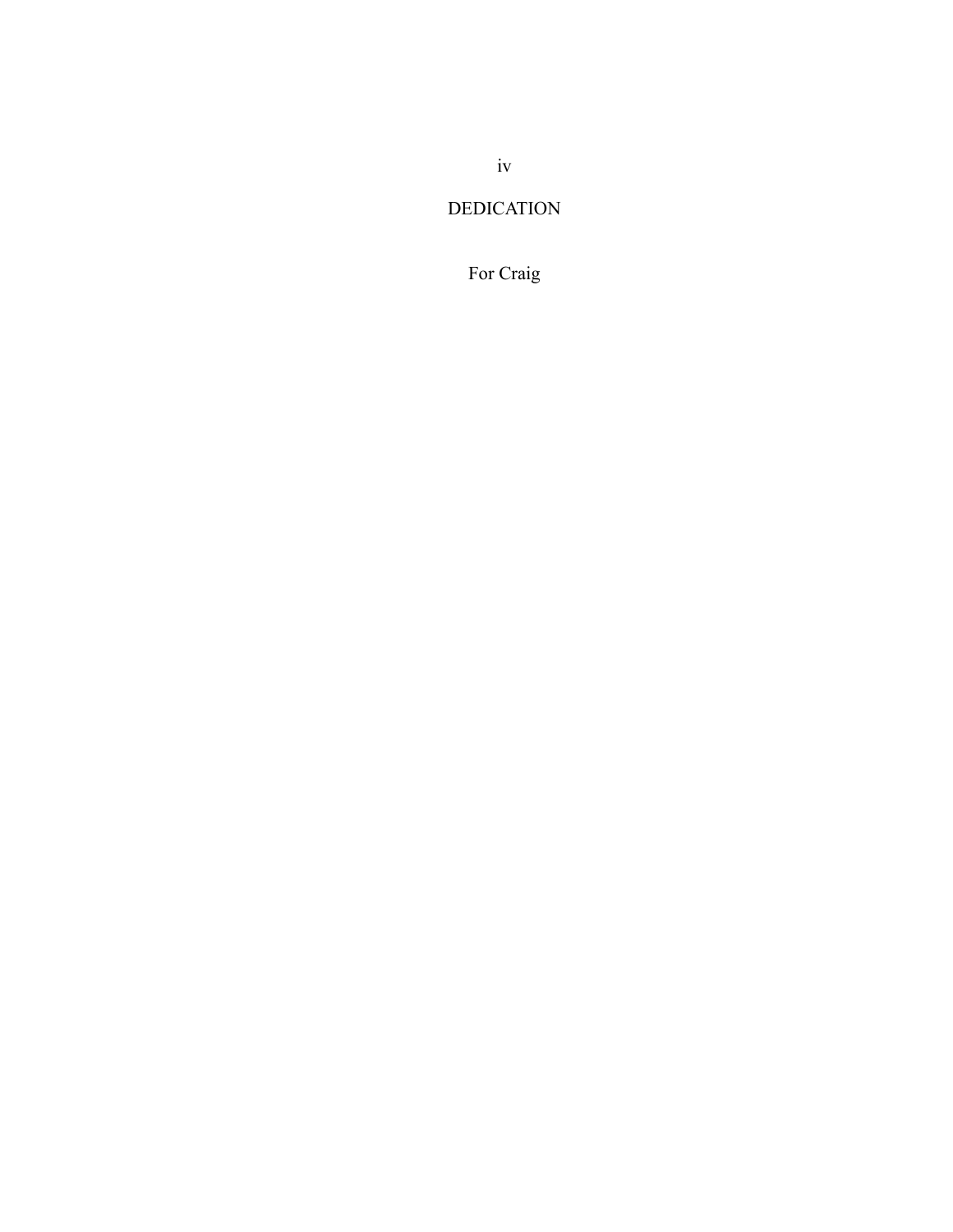# DEDICATION

For Craig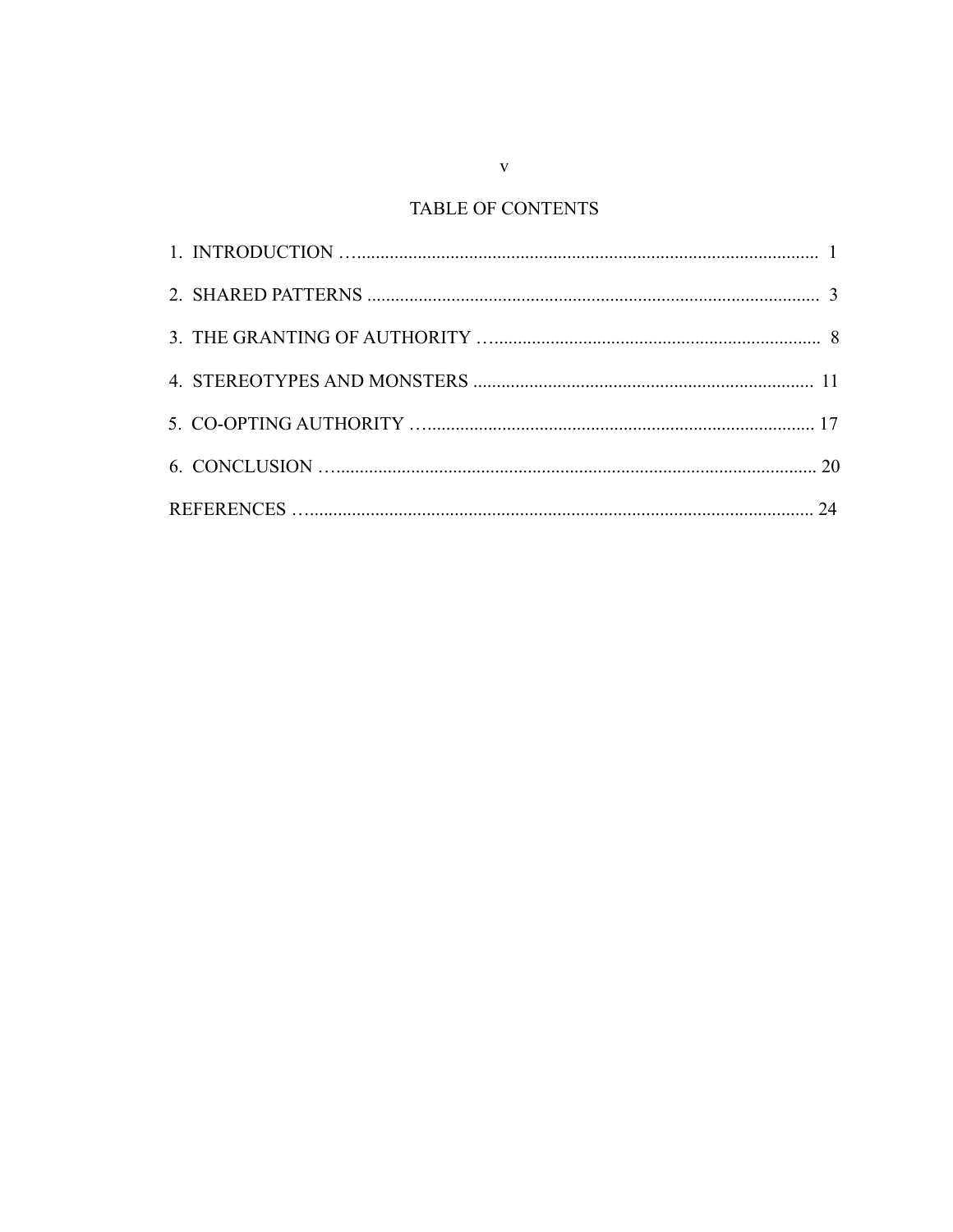# TABLE OF CONTENTS

1. INTRODUCTION …................................................................................................... 1

2. SHARED PATTERNS ................................................................................................ 3

3. THE GRANTING OF AUTHORITY …...................................................................... 8

4. STEREOTYPES AND MONSTERS ........................................................................ 11

5. CO-OPTING AUTHORITY ….................................................................................. 17

6. CONCLUSION …...................................................................................................... 20

REFERENCES …............................................................................................................ 24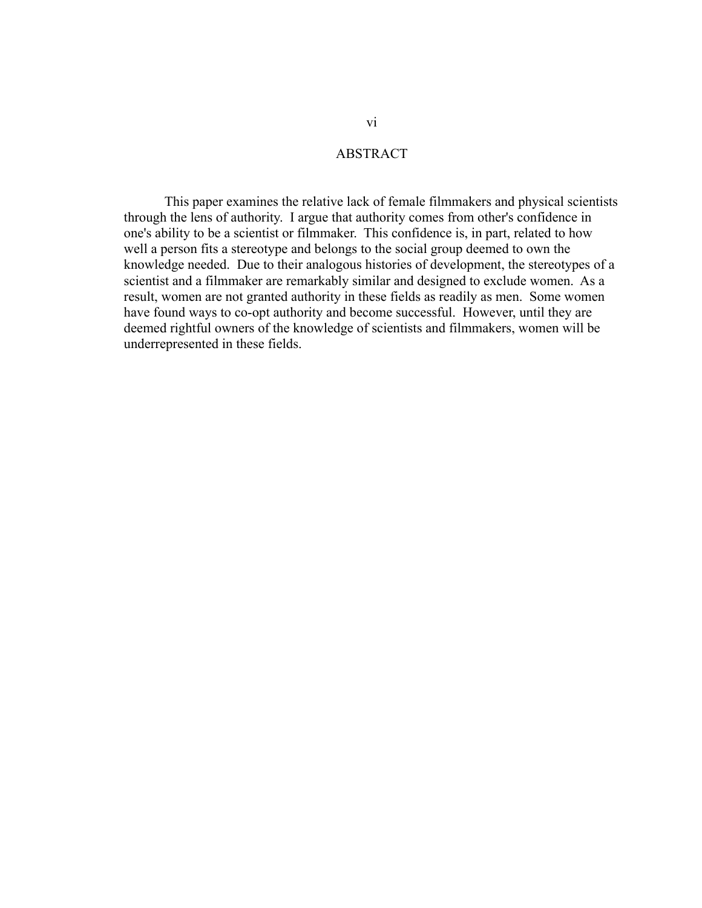# ABSTRACT

This paper examines the relative lack of female filmmakers and physical scientists through the lens of authority. I argue that authority comes from other's confidence in one's ability to be a scientist or filmmaker. This confidence is, in part, related to how well a person fits a stereotype and belongs to the social group deemed to own the knowledge needed. Due to their analogous histories of development, the stereotypes of a scientist and a filmmaker are remarkably similar and designed to exclude women. As a result, women are not granted authority in these fields as readily as men. Some women have found ways to co-opt authority and become successful. However, until they are deemed rightful owners of the knowledge of scientists and filmmakers, women will be underrepresented in these fields.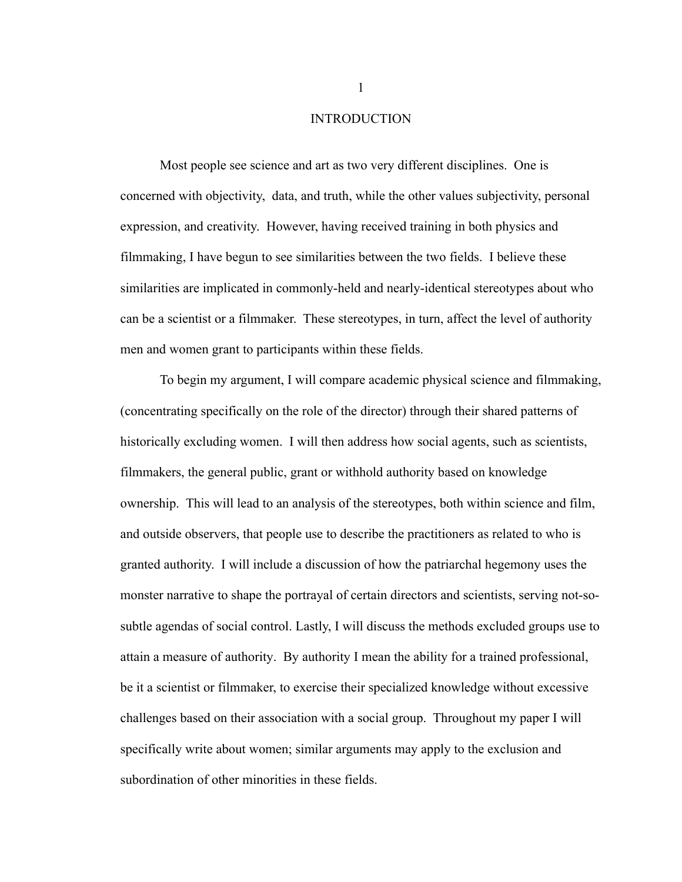# INTRODUCTION

Most people see science and art as two very different disciplines. One is concerned with objectivity, data, and truth, while the other values subjectivity, personal expression, and creativity. However, having received training in both physics and filmmaking, I have begun to see similarities between the two fields. I believe these similarities are implicated in commonly-held and nearly-identical stereotypes about who can be a scientist or a filmmaker. These stereotypes, in turn, affect the level of authority men and women grant to participants within these fields.

To begin my argument, I will compare academic physical science and filmmaking, (concentrating specifically on the role of the director) through their shared patterns of historically excluding women. I will then address how social agents, such as scientists, filmmakers, the general public, grant or withhold authority based on knowledge ownership. This will lead to an analysis of the stereotypes, both within science and film, and outside observers, that people use to describe the practitioners as related to who is granted authority. I will include a discussion of how the patriarchal hegemony uses the monster narrative to shape the portrayal of certain directors and scientists, serving not-so-subtle agendas of social control. Lastly, I will discuss the methods excluded groups use to attain a measure of authority. By authority I mean the ability for a trained professional, be it a scientist or filmmaker, to exercise their specialized knowledge without excessive challenges based on their association with a social group. Throughout my paper I will specifically write about women; similar arguments may apply to the exclusion and subordination of other minorities in these fields.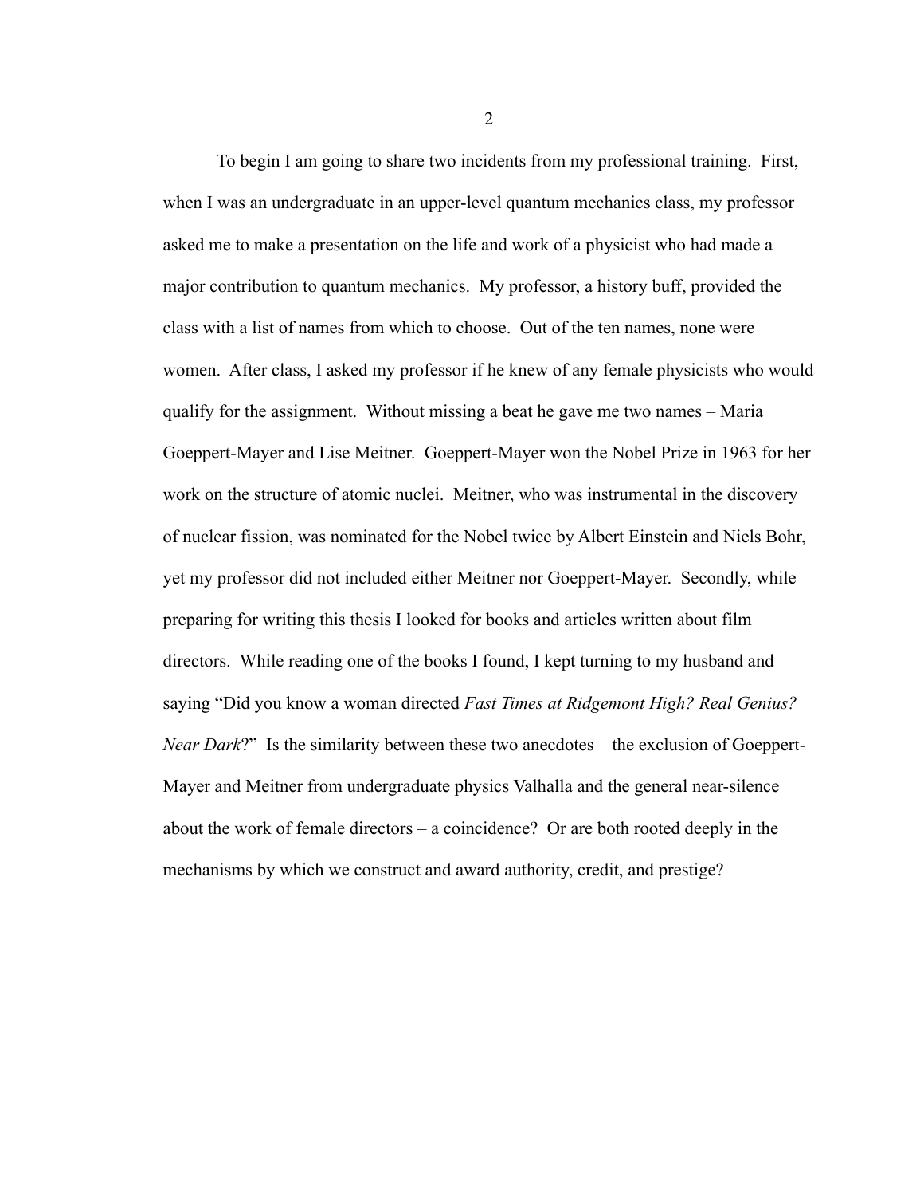To begin I am going to share two incidents from my professional training. First, when I was an undergraduate in an upper-level quantum mechanics class, my professor asked me to make a presentation on the life and work of a physicist who had made a major contribution to quantum mechanics. My professor, a history buff, provided the class with a list of names from which to choose. Out of the ten names, none were women. After class, I asked my professor if he knew of any female physicists who would qualify for the assignment. Without missing a beat he gave me two names – Maria Goeppert-Mayer and Lise Meitner. Goeppert-Mayer won the Nobel Prize in 1963 for her work on the structure of atomic nuclei. Meitner, who was instrumental in the discovery of nuclear fission, was nominated for the Nobel twice by Albert Einstein and Niels Bohr, yet my professor did not included either Meitner nor Goeppert-Mayer. Secondly, while preparing for writing this thesis I looked for books and articles written about film directors. While reading one of the books I found, I kept turning to my husband and saying "Did you know a woman directed *Fast Times at Ridgemont High? Real Genius? Near Dark*?" Is the similarity between these two anecdotes – the exclusion of Goeppert-Mayer and Meitner from undergraduate physics Valhalla and the general near-silence about the work of female directors – a coincidence? Or are both rooted deeply in the mechanisms by which we construct and award authority, credit, and prestige?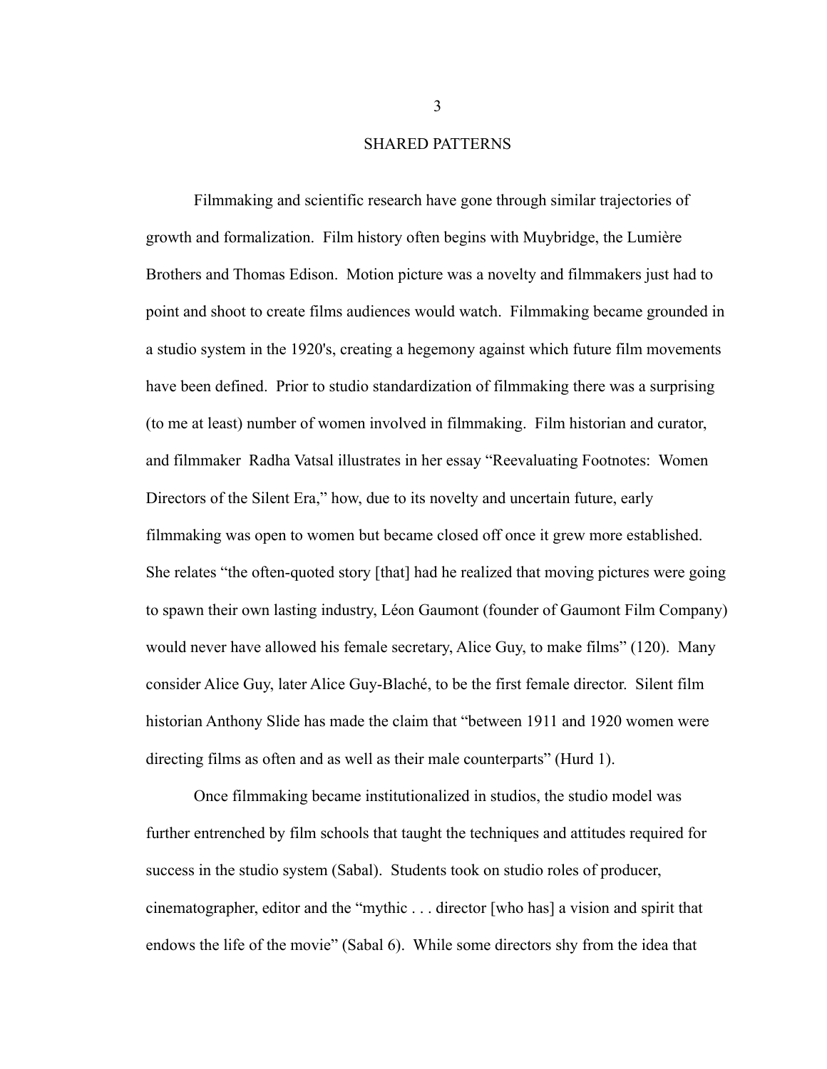## SHARED PATTERNS

Filmmaking and scientific research have gone through similar trajectories of growth and formalization. Film history often begins with Muybridge, the Lumière Brothers and Thomas Edison. Motion picture was a novelty and filmmakers just had to point and shoot to create films audiences would watch. Filmmaking became grounded in a studio system in the 1920's, creating a hegemony against which future film movements have been defined. Prior to studio standardization of filmmaking there was a surprising (to me at least) number of women involved in filmmaking. Film historian and curator, and filmmaker Radha Vatsal illustrates in her essay "Reevaluating Footnotes: Women Directors of the Silent Era," how, due to its novelty and uncertain future, early filmmaking was open to women but became closed off once it grew more established. She relates "the often-quoted story [that] had he realized that moving pictures were going to spawn their own lasting industry, Léon Gaumont (founder of Gaumont Film Company) would never have allowed his female secretary, Alice Guy, to make films" (120). Many consider Alice Guy, later Alice Guy-Blaché, to be the first female director. Silent film historian Anthony Slide has made the claim that "between 1911 and 1920 women were directing films as often and as well as their male counterparts" (Hurd 1).

Once filmmaking became institutionalized in studios, the studio model was further entrenched by film schools that taught the techniques and attitudes required for success in the studio system (Sabal). Students took on studio roles of producer, cinematographer, editor and the "mythic . . . director [who has] a vision and spirit that endows the life of the movie" (Sabal 6). While some directors shy from the idea that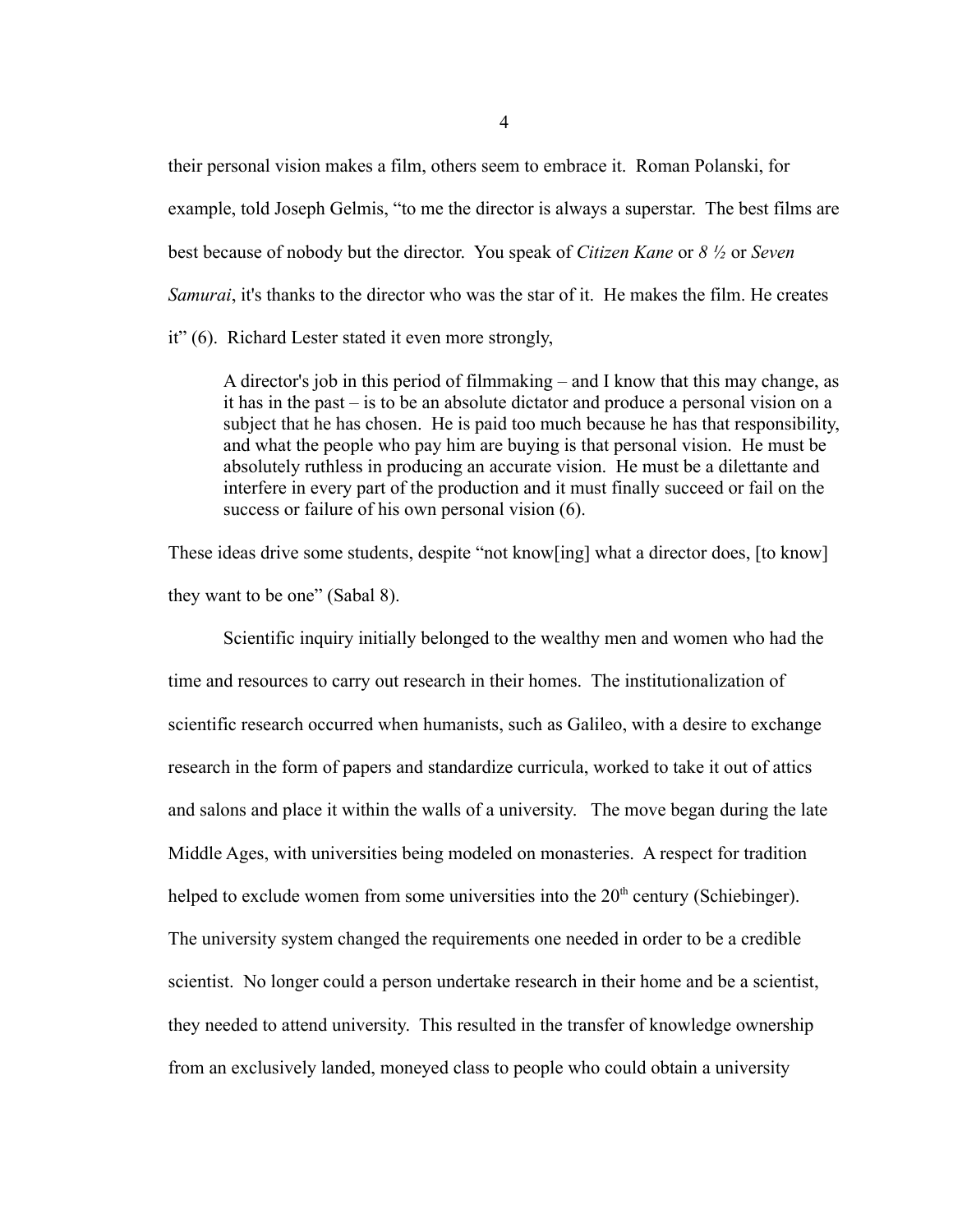their personal vision makes a film, others seem to embrace it. Roman Polanski, for example, told Joseph Gelmis, "to me the director is always a superstar. The best films are best because of nobody but the director. You speak of *Citizen Kane* or *8 ½* or *Seven Samurai*, it's thanks to the director who was the star of it. He makes the film. He creates it" (6). Richard Lester stated it even more strongly,

> A director's job in this period of filmmaking – and I know that this may change, as it has in the past – is to be an absolute dictator and produce a personal vision on a subject that he has chosen. He is paid too much because he has that responsibility, and what the people who pay him are buying is that personal vision. He must be absolutely ruthless in producing an accurate vision. He must be a dilettante and interfere in every part of the production and it must finally succeed or fail on the success or failure of his own personal vision (6).

These ideas drive some students, despite "not know[ing] what a director does, [to know] they want to be one" (Sabal 8).

Scientific inquiry initially belonged to the wealthy men and women who had the time and resources to carry out research in their homes. The institutionalization of scientific research occurred when humanists, such as Galileo, with a desire to exchange research in the form of papers and standardize curricula, worked to take it out of attics and salons and place it within the walls of a university. The move began during the late Middle Ages, with universities being modeled on monasteries. A respect for tradition helped to exclude women from some universities into the 20th century (Schiebinger). The university system changed the requirements one needed in order to be a credible scientist. No longer could a person undertake research in their home and be a scientist, they needed to attend university. This resulted in the transfer of knowledge ownership from an exclusively landed, moneyed class to people who could obtain a university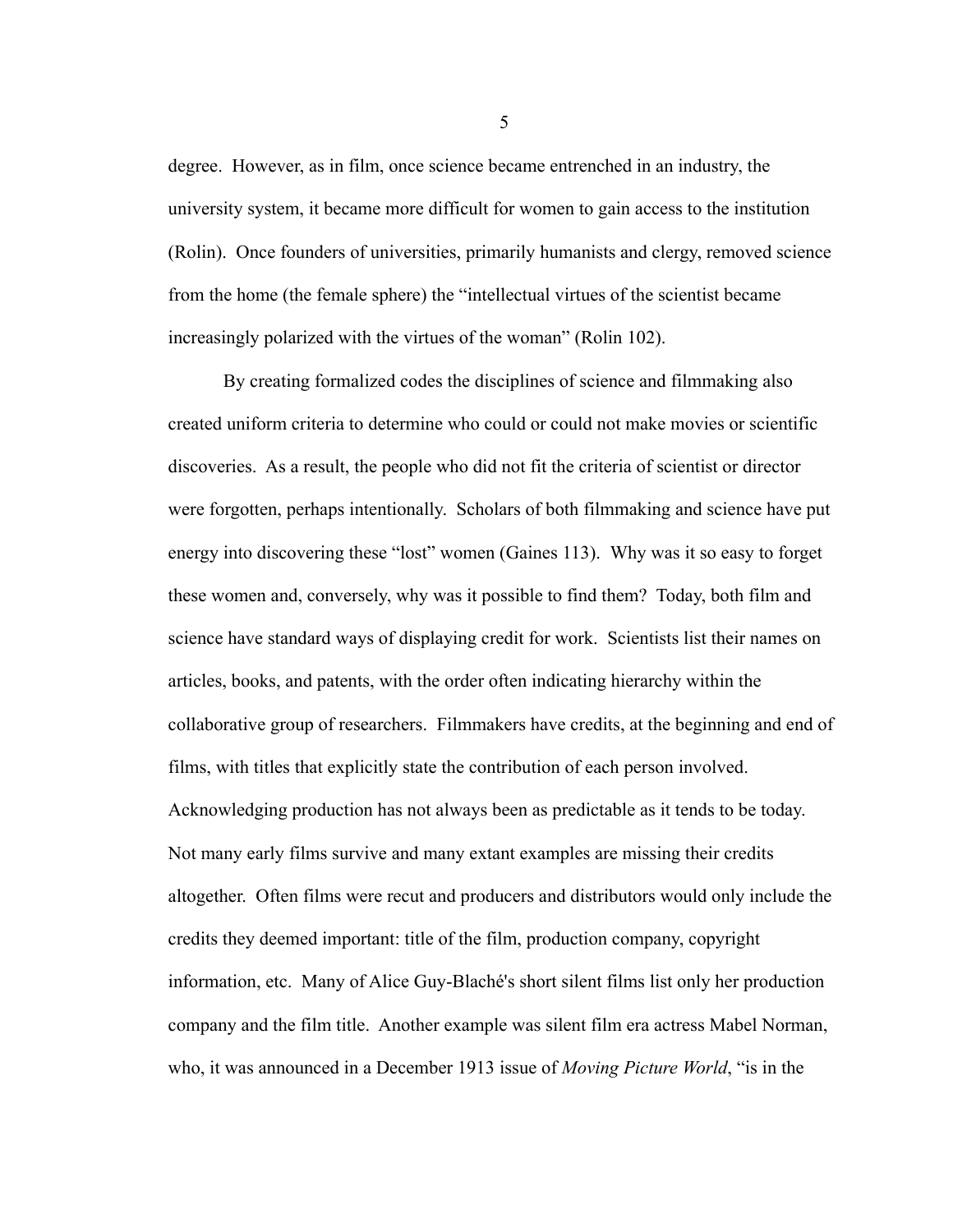degree. However, as in film, once science became entrenched in an industry, the university system, it became more difficult for women to gain access to the institution (Rolin). Once founders of universities, primarily humanists and clergy, removed science from the home (the female sphere) the "intellectual virtues of the scientist became increasingly polarized with the virtues of the woman" (Rolin 102).

By creating formalized codes the disciplines of science and filmmaking also created uniform criteria to determine who could or could not make movies or scientific discoveries. As a result, the people who did not fit the criteria of scientist or director were forgotten, perhaps intentionally. Scholars of both filmmaking and science have put energy into discovering these "lost" women (Gaines 113). Why was it so easy to forget these women and, conversely, why was it possible to find them? Today, both film and science have standard ways of displaying credit for work. Scientists list their names on articles, books, and patents, with the order often indicating hierarchy within the collaborative group of researchers. Filmmakers have credits, at the beginning and end of films, with titles that explicitly state the contribution of each person involved. Acknowledging production has not always been as predictable as it tends to be today. Not many early films survive and many extant examples are missing their credits altogether. Often films were recut and producers and distributors would only include the credits they deemed important: title of the film, production company, copyright information, etc. Many of Alice Guy-Blaché's short silent films list only her production company and the film title. Another example was silent film era actress Mabel Norman, who, it was announced in a December 1913 issue of *Moving Picture World*, "is in the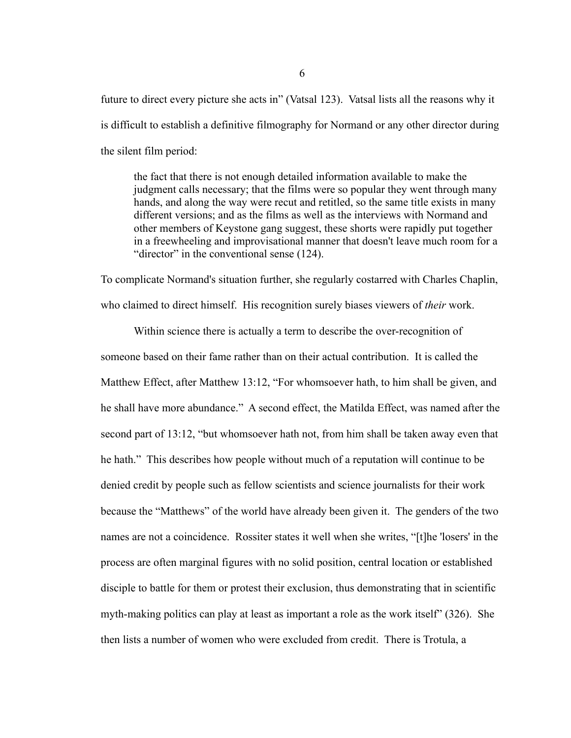future to direct every picture she acts in" (Vatsal 123). Vatsal lists all the reasons why it is difficult to establish a definitive filmography for Normand or any other director during the silent film period:

> the fact that there is not enough detailed information available to make the judgment calls necessary; that the films were so popular they went through many hands, and along the way were recut and retitled, so the same title exists in many different versions; and as the films as well as the interviews with Normand and other members of Keystone gang suggest, these shorts were rapidly put together in a freewheeling and improvisational manner that doesn't leave much room for a "director" in the conventional sense (124).

To complicate Normand's situation further, she regularly costarred with Charles Chaplin, who claimed to direct himself. His recognition surely biases viewers of *their* work.

Within science there is actually a term to describe the over-recognition of someone based on their fame rather than on their actual contribution. It is called the Matthew Effect, after Matthew 13:12, "For whomsoever hath, to him shall be given, and he shall have more abundance." A second effect, the Matilda Effect, was named after the second part of 13:12, "but whomsoever hath not, from him shall be taken away even that he hath." This describes how people without much of a reputation will continue to be denied credit by people such as fellow scientists and science journalists for their work because the "Matthews" of the world have already been given it. The genders of the two names are not a coincidence. Rossiter states it well when she writes, "[t]he 'losers' in the process are often marginal figures with no solid position, central location or established disciple to battle for them or protest their exclusion, thus demonstrating that in scientific myth-making politics can play at least as important a role as the work itself" (326). She then lists a number of women who were excluded from credit. There is Trotula, a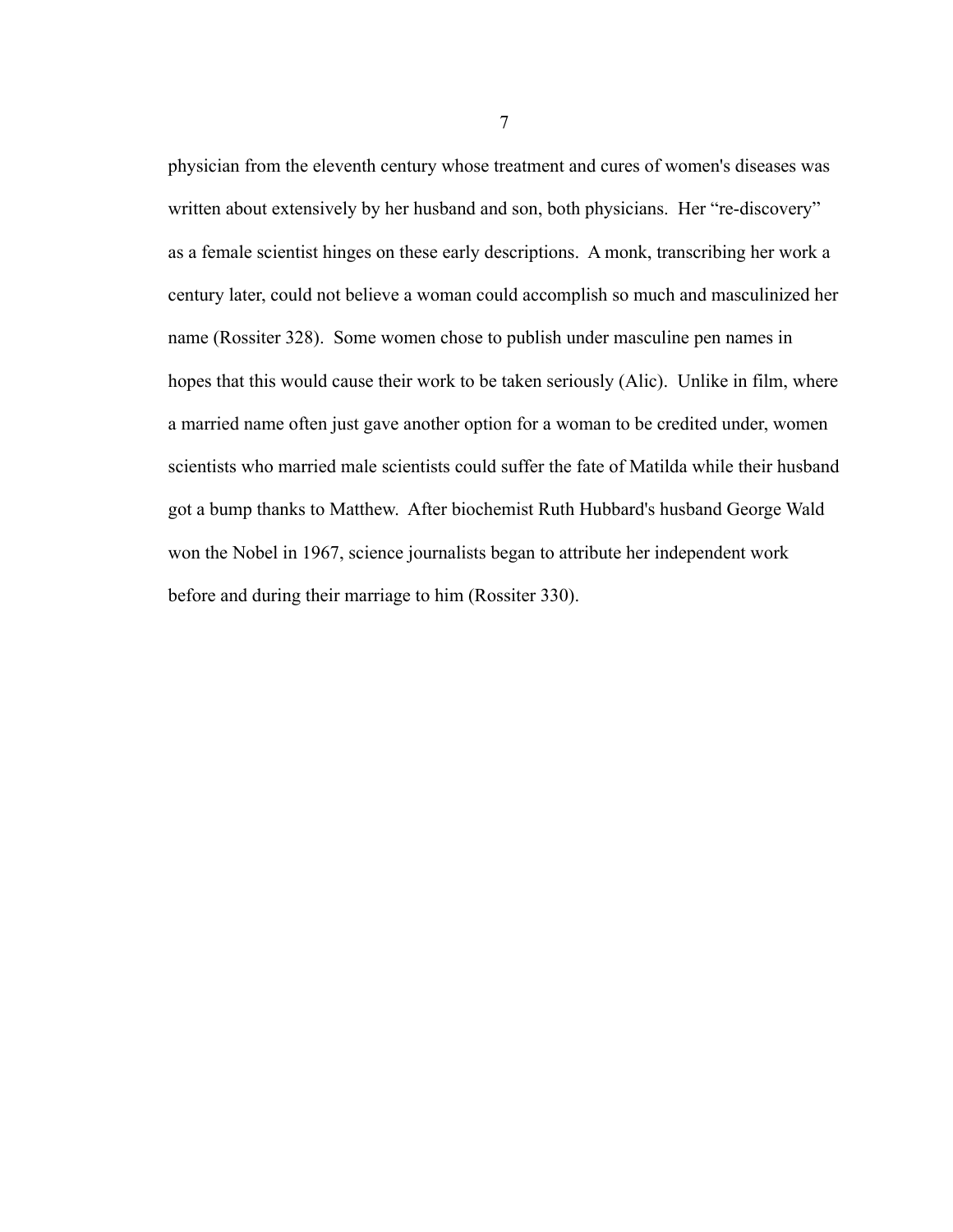physician from the eleventh century whose treatment and cures of women's diseases was written about extensively by her husband and son, both physicians. Her "re-discovery" as a female scientist hinges on these early descriptions. A monk, transcribing her work a century later, could not believe a woman could accomplish so much and masculinized her name (Rossiter 328). Some women chose to publish under masculine pen names in hopes that this would cause their work to be taken seriously (Alic). Unlike in film, where a married name often just gave another option for a woman to be credited under, women scientists who married male scientists could suffer the fate of Matilda while their husband got a bump thanks to Matthew. After biochemist Ruth Hubbard's husband George Wald won the Nobel in 1967, science journalists began to attribute her independent work before and during their marriage to him (Rossiter 330).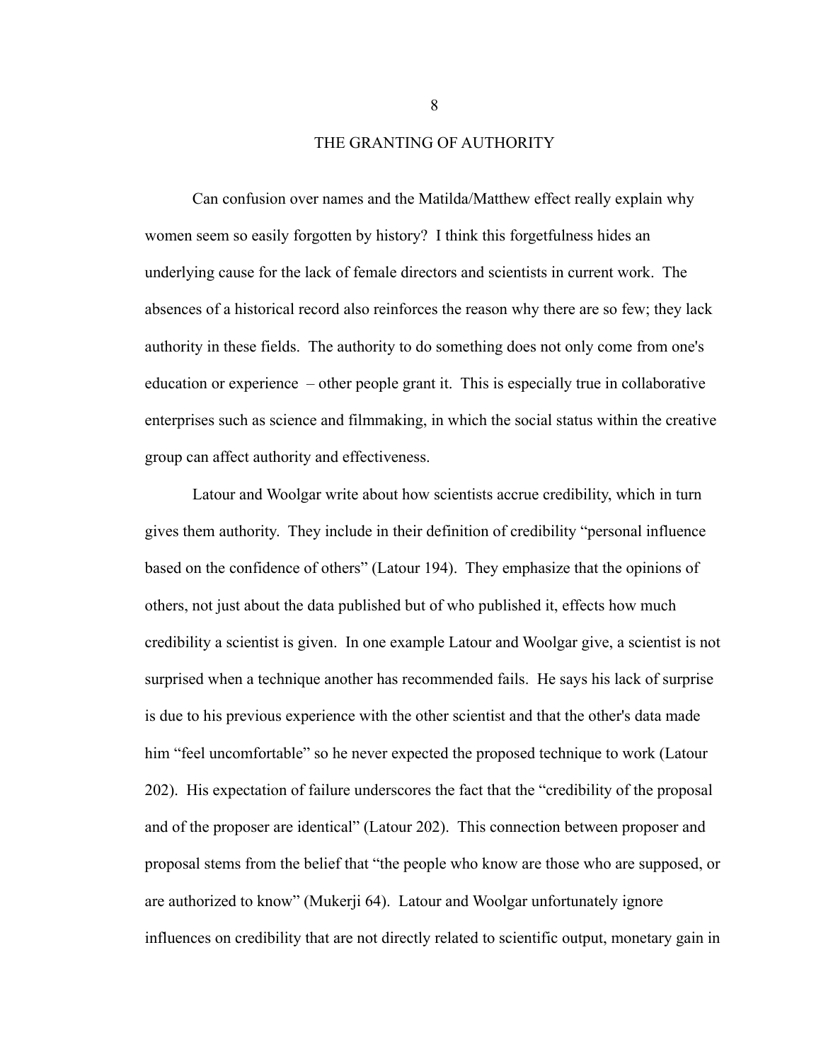## THE GRANTING OF AUTHORITY

Can confusion over names and the Matilda/Matthew effect really explain why women seem so easily forgotten by history? I think this forgetfulness hides an underlying cause for the lack of female directors and scientists in current work. The absences of a historical record also reinforces the reason why there are so few; they lack authority in these fields. The authority to do something does not only come from one's education or experience – other people grant it. This is especially true in collaborative enterprises such as science and filmmaking, in which the social status within the creative group can affect authority and effectiveness.

Latour and Woolgar write about how scientists accrue credibility, which in turn gives them authority. They include in their definition of credibility "personal influence based on the confidence of others" (Latour 194). They emphasize that the opinions of others, not just about the data published but of who published it, effects how much credibility a scientist is given. In one example Latour and Woolgar give, a scientist is not surprised when a technique another has recommended fails. He says his lack of surprise is due to his previous experience with the other scientist and that the other's data made him "feel uncomfortable" so he never expected the proposed technique to work (Latour 202). His expectation of failure underscores the fact that the "credibility of the proposal and of the proposer are identical" (Latour 202). This connection between proposer and proposal stems from the belief that "the people who know are those who are supposed, or are authorized to know" (Mukerji 64). Latour and Woolgar unfortunately ignore influences on credibility that are not directly related to scientific output, monetary gain in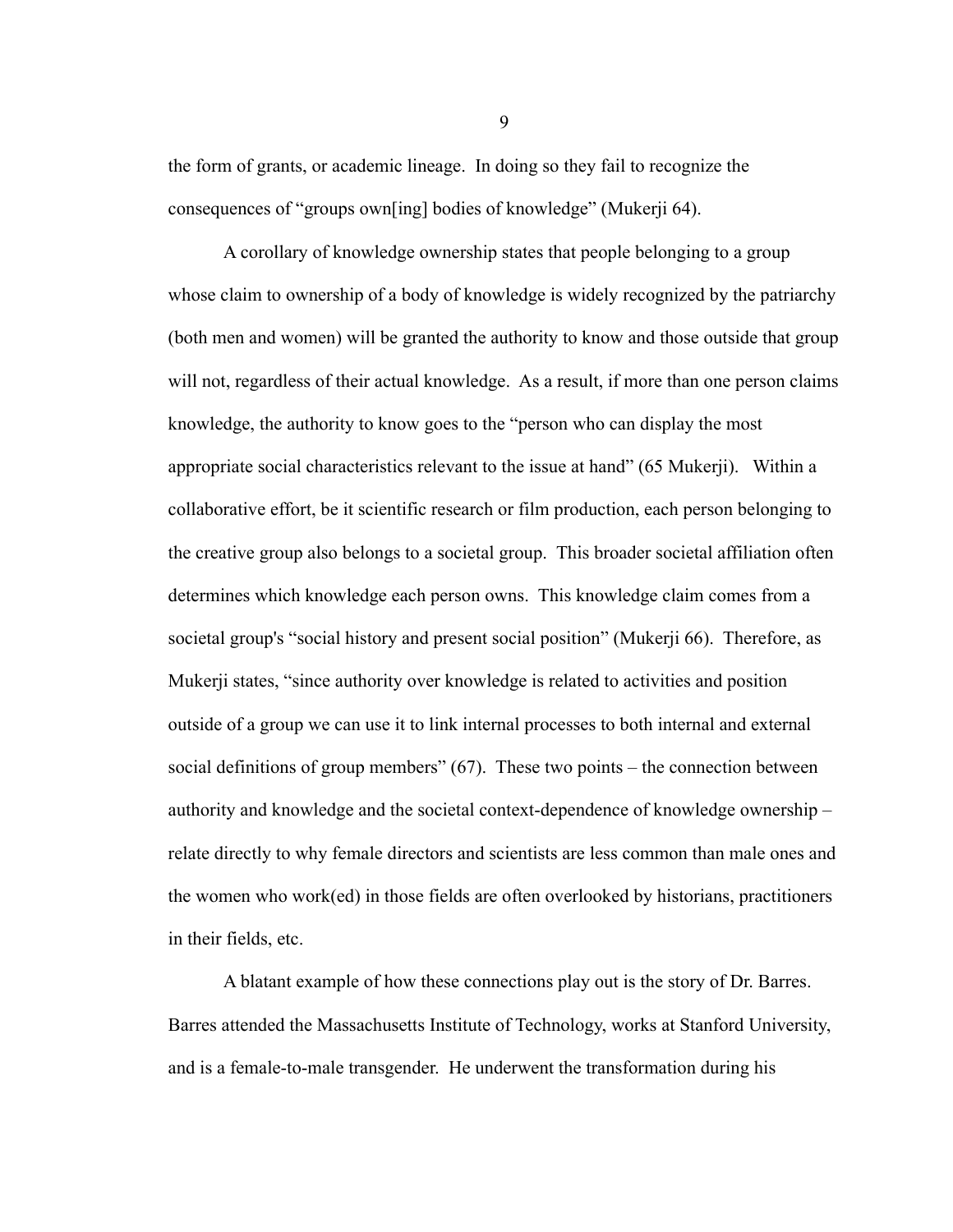the form of grants, or academic lineage. In doing so they fail to recognize the consequences of "groups own[ing] bodies of knowledge" (Mukerji 64).

A corollary of knowledge ownership states that people belonging to a group whose claim to ownership of a body of knowledge is widely recognized by the patriarchy (both men and women) will be granted the authority to know and those outside that group will not, regardless of their actual knowledge. As a result, if more than one person claims knowledge, the authority to know goes to the "person who can display the most appropriate social characteristics relevant to the issue at hand" (65 Mukerji). Within a collaborative effort, be it scientific research or film production, each person belonging to the creative group also belongs to a societal group. This broader societal affiliation often determines which knowledge each person owns. This knowledge claim comes from a societal group's "social history and present social position" (Mukerji 66). Therefore, as Mukerji states, "since authority over knowledge is related to activities and position outside of a group we can use it to link internal processes to both internal and external social definitions of group members" (67). These two points – the connection between authority and knowledge and the societal context-dependence of knowledge ownership – relate directly to why female directors and scientists are less common than male ones and the women who work(ed) in those fields are often overlooked by historians, practitioners in their fields, etc.

A blatant example of how these connections play out is the story of Dr. Barres. Barres attended the Massachusetts Institute of Technology, works at Stanford University, and is a female-to-male transgender. He underwent the transformation during his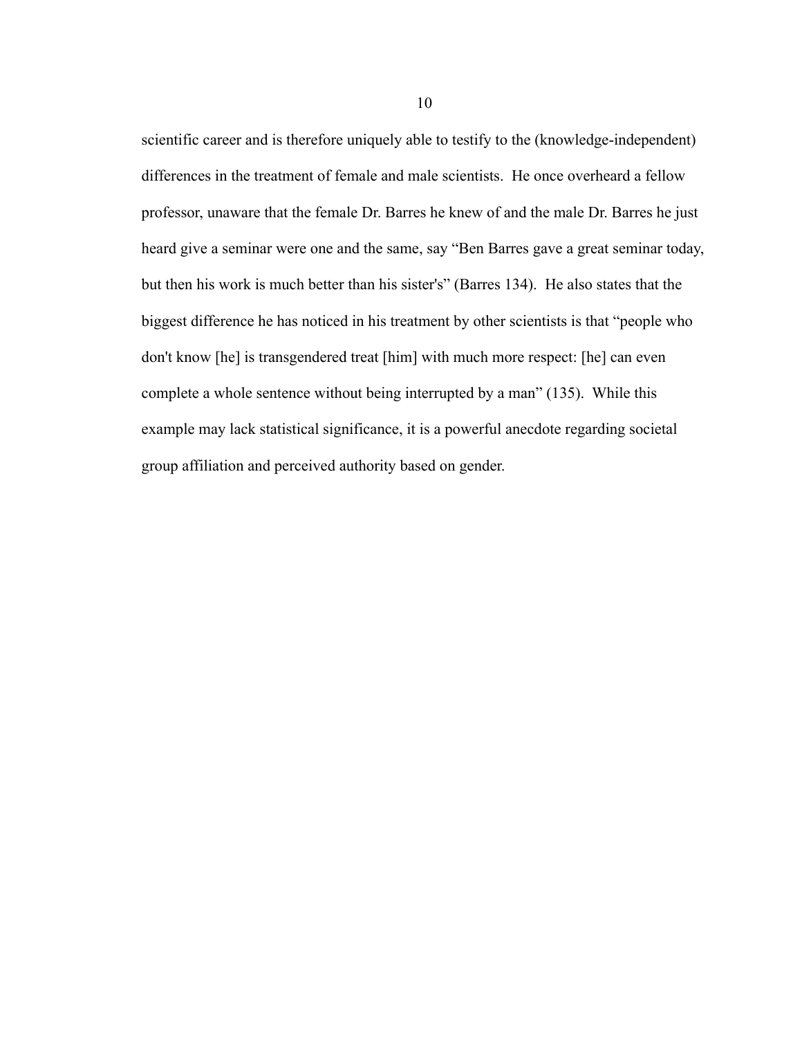scientific career and is therefore uniquely able to testify to the (knowledge-independent) differences in the treatment of female and male scientists. He once overheard a fellow professor, unaware that the female Dr. Barres he knew of and the male Dr. Barres he just heard give a seminar were one and the same, say "Ben Barres gave a great seminar today, but then his work is much better than his sister's" (Barres 134). He also states that the biggest difference he has noticed in his treatment by other scientists is that "people who don't know [he] is transgendered treat [him] with much more respect: [he] can even complete a whole sentence without being interrupted by a man" (135). While this example may lack statistical significance, it is a powerful anecdote regarding societal group affiliation and perceived authority based on gender.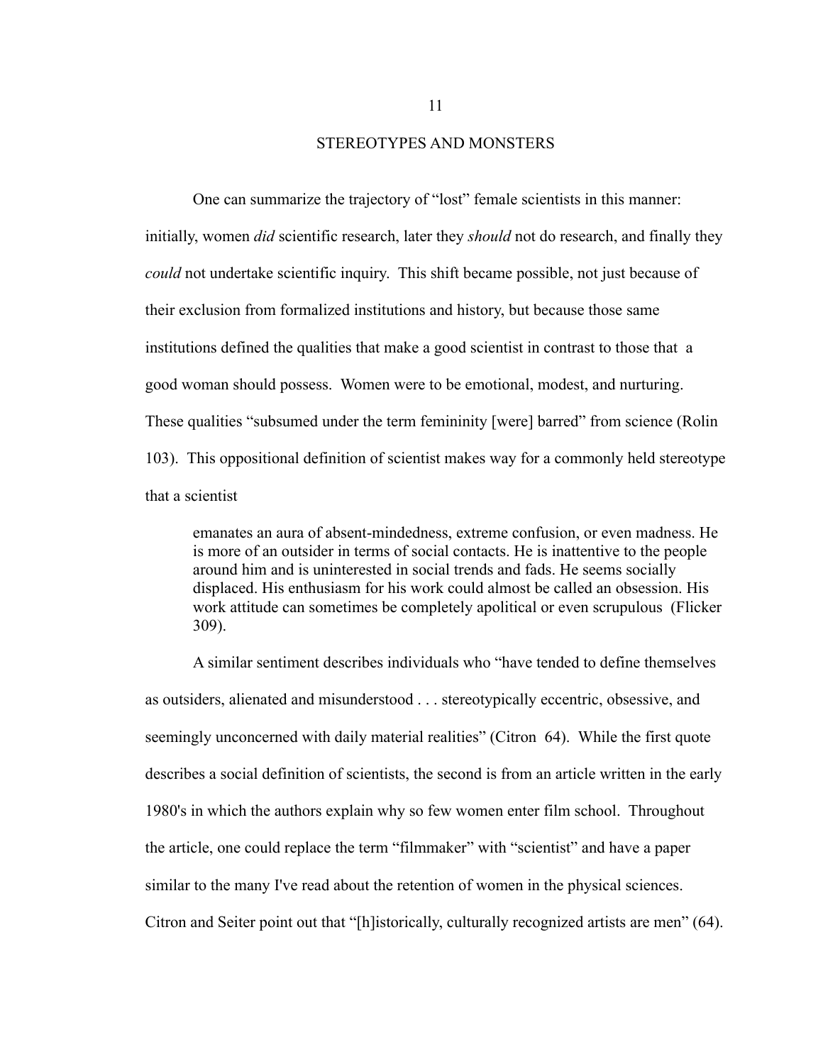## STEREOTYPES AND MONSTERS

One can summarize the trajectory of "lost" female scientists in this manner: initially, women *did* scientific research, later they *should* not do research, and finally they *could* not undertake scientific inquiry. This shift became possible, not just because of their exclusion from formalized institutions and history, but because those same institutions defined the qualities that make a good scientist in contrast to those that a good woman should possess. Women were to be emotional, modest, and nurturing. These qualities "subsumed under the term femininity [were] barred" from science (Rolin 103). This oppositional definition of scientist makes way for a commonly held stereotype that a scientist

> emanates an aura of absent-mindedness, extreme confusion, or even madness. He is more of an outsider in terms of social contacts. He is inattentive to the people around him and is uninterested in social trends and fads. He seems socially displaced. His enthusiasm for his work could almost be called an obsession. His work attitude can sometimes be completely apolitical or even scrupulous (Flicker 309).

A similar sentiment describes individuals who "have tended to define themselves as outsiders, alienated and misunderstood . . . stereotypically eccentric, obsessive, and seemingly unconcerned with daily material realities" (Citron 64). While the first quote describes a social definition of scientists, the second is from an article written in the early 1980's in which the authors explain why so few women enter film school. Throughout the article, one could replace the term "filmmaker" with "scientist" and have a paper similar to the many I've read about the retention of women in the physical sciences. Citron and Seiter point out that "[h]istorically, culturally recognized artists are men" (64).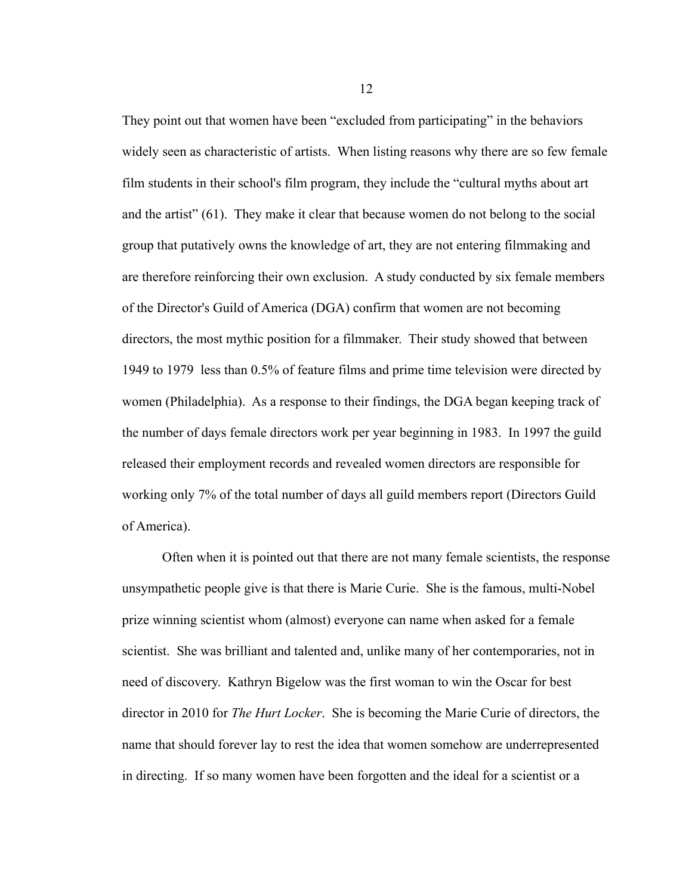They point out that women have been "excluded from participating" in the behaviors widely seen as characteristic of artists. When listing reasons why there are so few female film students in their school's film program, they include the "cultural myths about art and the artist" (61). They make it clear that because women do not belong to the social group that putatively owns the knowledge of art, they are not entering filmmaking and are therefore reinforcing their own exclusion. A study conducted by six female members of the Director's Guild of America (DGA) confirm that women are not becoming directors, the most mythic position for a filmmaker. Their study showed that between 1949 to 1979 less than 0.5% of feature films and prime time television were directed by women (Philadelphia). As a response to their findings, the DGA began keeping track of the number of days female directors work per year beginning in 1983. In 1997 the guild released their employment records and revealed women directors are responsible for working only 7% of the total number of days all guild members report (Directors Guild of America).

Often when it is pointed out that there are not many female scientists, the response unsympathetic people give is that there is Marie Curie. She is the famous, multi-Nobel prize winning scientist whom (almost) everyone can name when asked for a female scientist. She was brilliant and talented and, unlike many of her contemporaries, not in need of discovery. Kathryn Bigelow was the first woman to win the Oscar for best director in 2010 for *The Hurt Locker*. She is becoming the Marie Curie of directors, the name that should forever lay to rest the idea that women somehow are underrepresented in directing. If so many women have been forgotten and the ideal for a scientist or a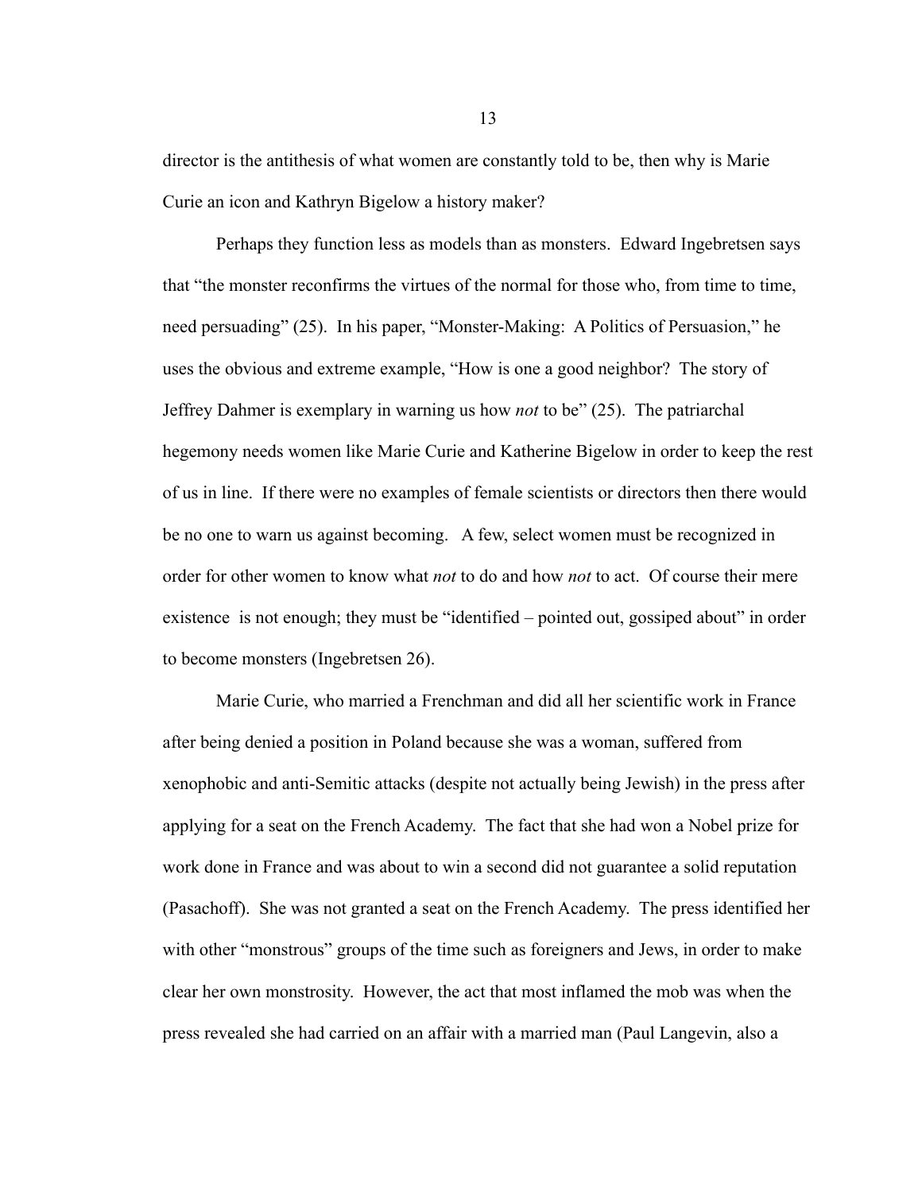director is the antithesis of what women are constantly told to be, then why is Marie Curie an icon and Kathryn Bigelow a history maker?

Perhaps they function less as models than as monsters. Edward Ingebretsen says that "the monster reconfirms the virtues of the normal for those who, from time to time, need persuading" (25). In his paper, "Monster-Making: A Politics of Persuasion," he uses the obvious and extreme example, "How is one a good neighbor? The story of Jeffrey Dahmer is exemplary in warning us how *not* to be" (25). The patriarchal hegemony needs women like Marie Curie and Katherine Bigelow in order to keep the rest of us in line. If there were no examples of female scientists or directors then there would be no one to warn us against becoming. A few, select women must be recognized in order for other women to know what *not* to do and how *not* to act. Of course their mere existence is not enough; they must be "identified – pointed out, gossiped about" in order to become monsters (Ingebretsen 26).

Marie Curie, who married a Frenchman and did all her scientific work in France after being denied a position in Poland because she was a woman, suffered from xenophobic and anti-Semitic attacks (despite not actually being Jewish) in the press after applying for a seat on the French Academy. The fact that she had won a Nobel prize for work done in France and was about to win a second did not guarantee a solid reputation (Pasachoff). She was not granted a seat on the French Academy. The press identified her with other "monstrous" groups of the time such as foreigners and Jews, in order to make clear her own monstrosity. However, the act that most inflamed the mob was when the press revealed she had carried on an affair with a married man (Paul Langevin, also a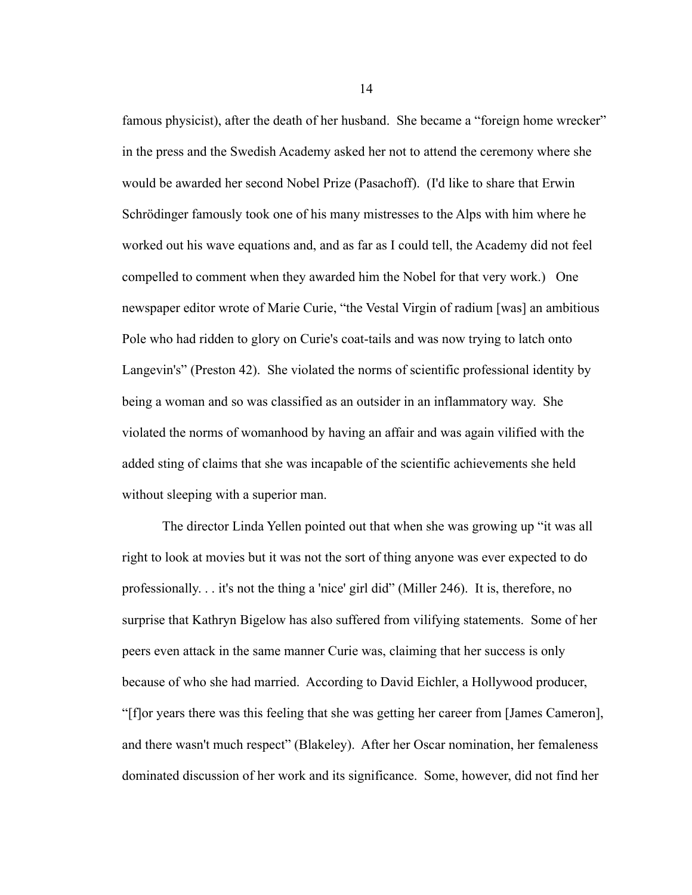famous physicist), after the death of her husband. She became a "foreign home wrecker" in the press and the Swedish Academy asked her not to attend the ceremony where she would be awarded her second Nobel Prize (Pasachoff). (I'd like to share that Erwin Schrödinger famously took one of his many mistresses to the Alps with him where he worked out his wave equations and, and as far as I could tell, the Academy did not feel compelled to comment when they awarded him the Nobel for that very work.) One newspaper editor wrote of Marie Curie, "the Vestal Virgin of radium [was] an ambitious Pole who had ridden to glory on Curie's coat-tails and was now trying to latch onto Langevin's" (Preston 42). She violated the norms of scientific professional identity by being a woman and so was classified as an outsider in an inflammatory way. She violated the norms of womanhood by having an affair and was again vilified with the added sting of claims that she was incapable of the scientific achievements she held without sleeping with a superior man.

The director Linda Yellen pointed out that when she was growing up "it was all right to look at movies but it was not the sort of thing anyone was ever expected to do professionally. . . it's not the thing a 'nice' girl did" (Miller 246). It is, therefore, no surprise that Kathryn Bigelow has also suffered from vilifying statements. Some of her peers even attack in the same manner Curie was, claiming that her success is only because of who she had married. According to David Eichler, a Hollywood producer, "[f]or years there was this feeling that she was getting her career from [James Cameron], and there wasn't much respect" (Blakeley). After her Oscar nomination, her femaleness dominated discussion of her work and its significance. Some, however, did not find her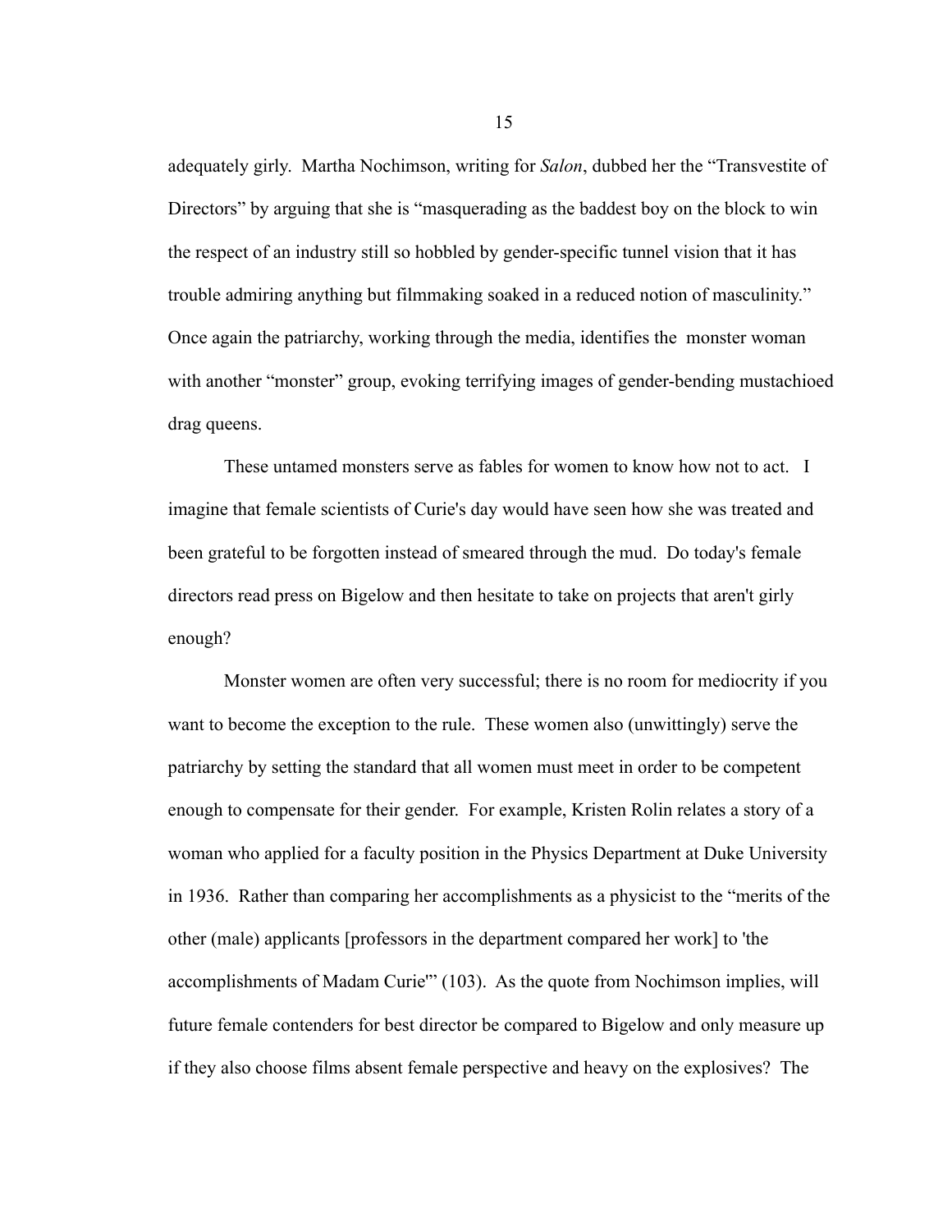adequately girly. Martha Nochimson, writing for *Salon*, dubbed her the "Transvestite of Directors" by arguing that she is "masquerading as the baddest boy on the block to win the respect of an industry still so hobbled by gender-specific tunnel vision that it has trouble admiring anything but filmmaking soaked in a reduced notion of masculinity." Once again the patriarchy, working through the media, identifies the monster woman with another "monster" group, evoking terrifying images of gender-bending mustachioed drag queens.

These untamed monsters serve as fables for women to know how not to act. I imagine that female scientists of Curie's day would have seen how she was treated and been grateful to be forgotten instead of smeared through the mud. Do today's female directors read press on Bigelow and then hesitate to take on projects that aren't girly enough?

Monster women are often very successful; there is no room for mediocrity if you want to become the exception to the rule. These women also (unwittingly) serve the patriarchy by setting the standard that all women must meet in order to be competent enough to compensate for their gender. For example, Kristen Rolin relates a story of a woman who applied for a faculty position in the Physics Department at Duke University in 1936. Rather than comparing her accomplishments as a physicist to the "merits of the other (male) applicants [professors in the department compared her work] to 'the accomplishments of Madam Curie'" (103). As the quote from Nochimson implies, will future female contenders for best director be compared to Bigelow and only measure up if they also choose films absent female perspective and heavy on the explosives? The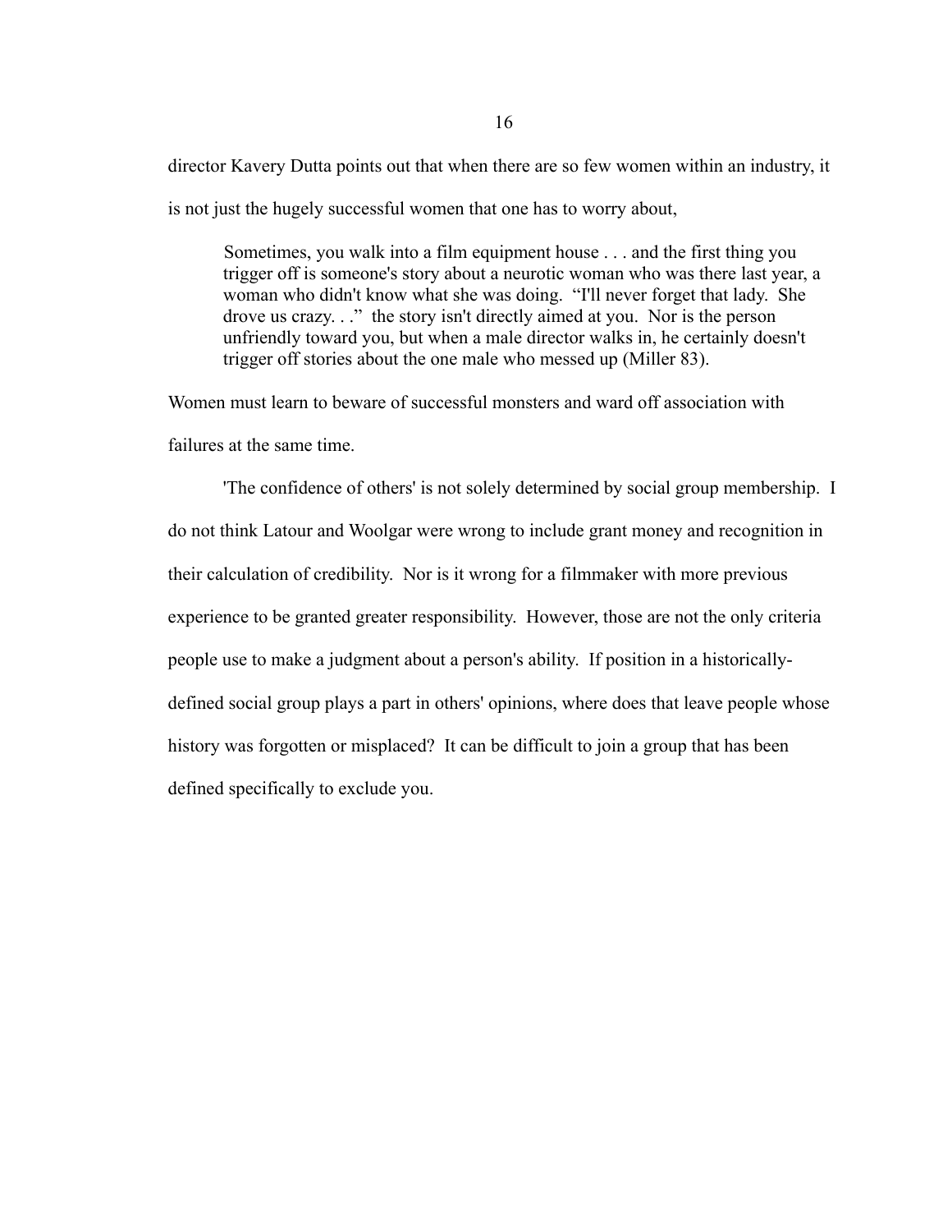director Kavery Dutta points out that when there are so few women within an industry, it is not just the hugely successful women that one has to worry about,

> Sometimes, you walk into a film equipment house . . . and the first thing you trigger off is someone's story about a neurotic woman who was there last year, a woman who didn't know what she was doing. "I'll never forget that lady. She drove us crazy. . ." the story isn't directly aimed at you. Nor is the person unfriendly toward you, but when a male director walks in, he certainly doesn't trigger off stories about the one male who messed up (Miller 83).

Women must learn to beware of successful monsters and ward off association with failures at the same time.

'The confidence of others' is not solely determined by social group membership. I do not think Latour and Woolgar were wrong to include grant money and recognition in their calculation of credibility. Nor is it wrong for a filmmaker with more previous experience to be granted greater responsibility. However, those are not the only criteria people use to make a judgment about a person's ability. If position in a historically-defined social group plays a part in others' opinions, where does that leave people whose history was forgotten or misplaced? It can be difficult to join a group that has been defined specifically to exclude you.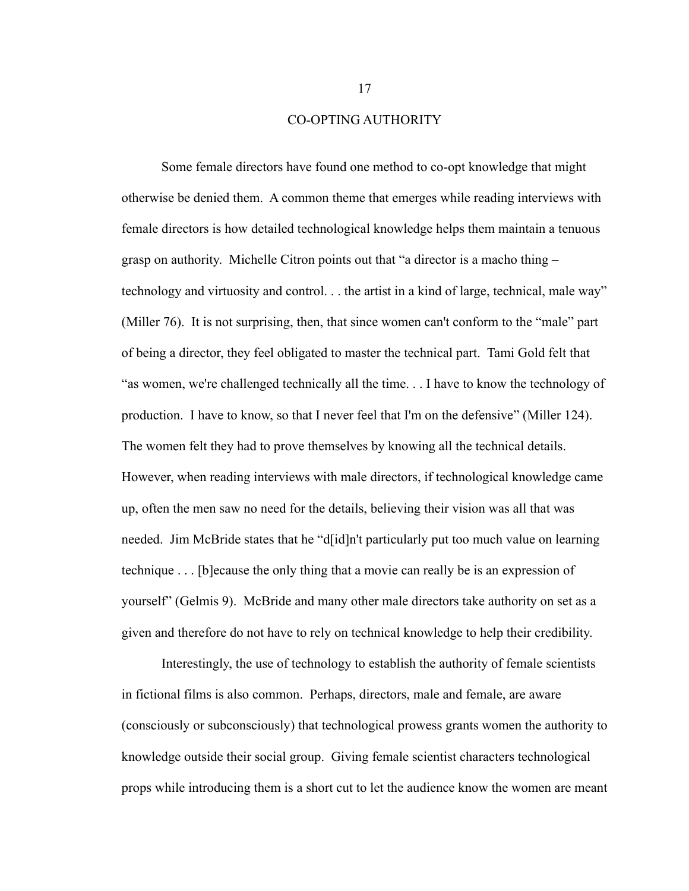## CO-OPTING AUTHORITY

Some female directors have found one method to co-opt knowledge that might otherwise be denied them. A common theme that emerges while reading interviews with female directors is how detailed technological knowledge helps them maintain a tenuous grasp on authority. Michelle Citron points out that "a director is a macho thing – technology and virtuosity and control. . . the artist in a kind of large, technical, male way" (Miller 76). It is not surprising, then, that since women can't conform to the "male" part of being a director, they feel obligated to master the technical part. Tami Gold felt that "as women, we're challenged technically all the time. . . I have to know the technology of production. I have to know, so that I never feel that I'm on the defensive" (Miller 124). The women felt they had to prove themselves by knowing all the technical details. However, when reading interviews with male directors, if technological knowledge came up, often the men saw no need for the details, believing their vision was all that was needed. Jim McBride states that he "d[id]n't particularly put too much value on learning technique . . . [b]ecause the only thing that a movie can really be is an expression of yourself" (Gelmis 9). McBride and many other male directors take authority on set as a given and therefore do not have to rely on technical knowledge to help their credibility.

Interestingly, the use of technology to establish the authority of female scientists in fictional films is also common. Perhaps, directors, male and female, are aware (consciously or subconsciously) that technological prowess grants women the authority to knowledge outside their social group. Giving female scientist characters technological props while introducing them is a short cut to let the audience know the women are meant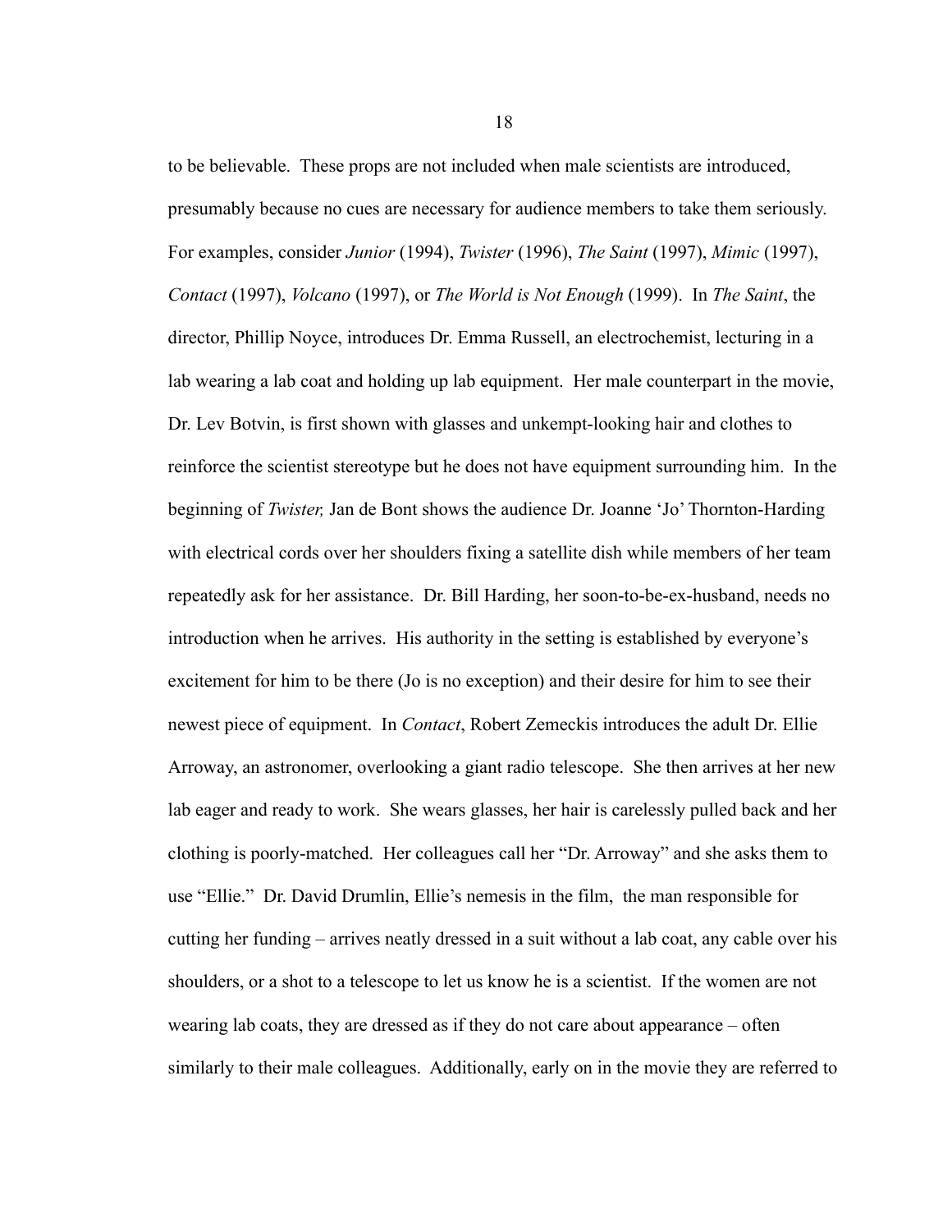to be believable. These props are not included when male scientists are introduced, presumably because no cues are necessary for audience members to take them seriously. For examples, consider *Junior* (1994), *Twister* (1996), *The Saint* (1997), *Mimic* (1997), *Contact* (1997), *Volcano* (1997), or *The World is Not Enough* (1999). In *The Saint*, the director, Phillip Noyce, introduces Dr. Emma Russell, an electrochemist, lecturing in a lab wearing a lab coat and holding up lab equipment. Her male counterpart in the movie, Dr. Lev Botvin, is first shown with glasses and unkempt-looking hair and clothes to reinforce the scientist stereotype but he does not have equipment surrounding him. In the beginning of *Twister,* Jan de Bont shows the audience Dr. Joanne 'Jo' Thornton-Harding with electrical cords over her shoulders fixing a satellite dish while members of her team repeatedly ask for her assistance. Dr. Bill Harding, her soon-to-be-ex-husband, needs no introduction when he arrives. His authority in the setting is established by everyone's excitement for him to be there (Jo is no exception) and their desire for him to see their newest piece of equipment. In *Contact*, Robert Zemeckis introduces the adult Dr. Ellie Arroway, an astronomer, overlooking a giant radio telescope. She then arrives at her new lab eager and ready to work. She wears glasses, her hair is carelessly pulled back and her clothing is poorly-matched. Her colleagues call her "Dr. Arroway" and she asks them to use "Ellie." Dr. David Drumlin, Ellie's nemesis in the film, the man responsible for cutting her funding – arrives neatly dressed in a suit without a lab coat, any cable over his shoulders, or a shot to a telescope to let us know he is a scientist. If the women are not wearing lab coats, they are dressed as if they do not care about appearance – often similarly to their male colleagues. Additionally, early on in the movie they are referred to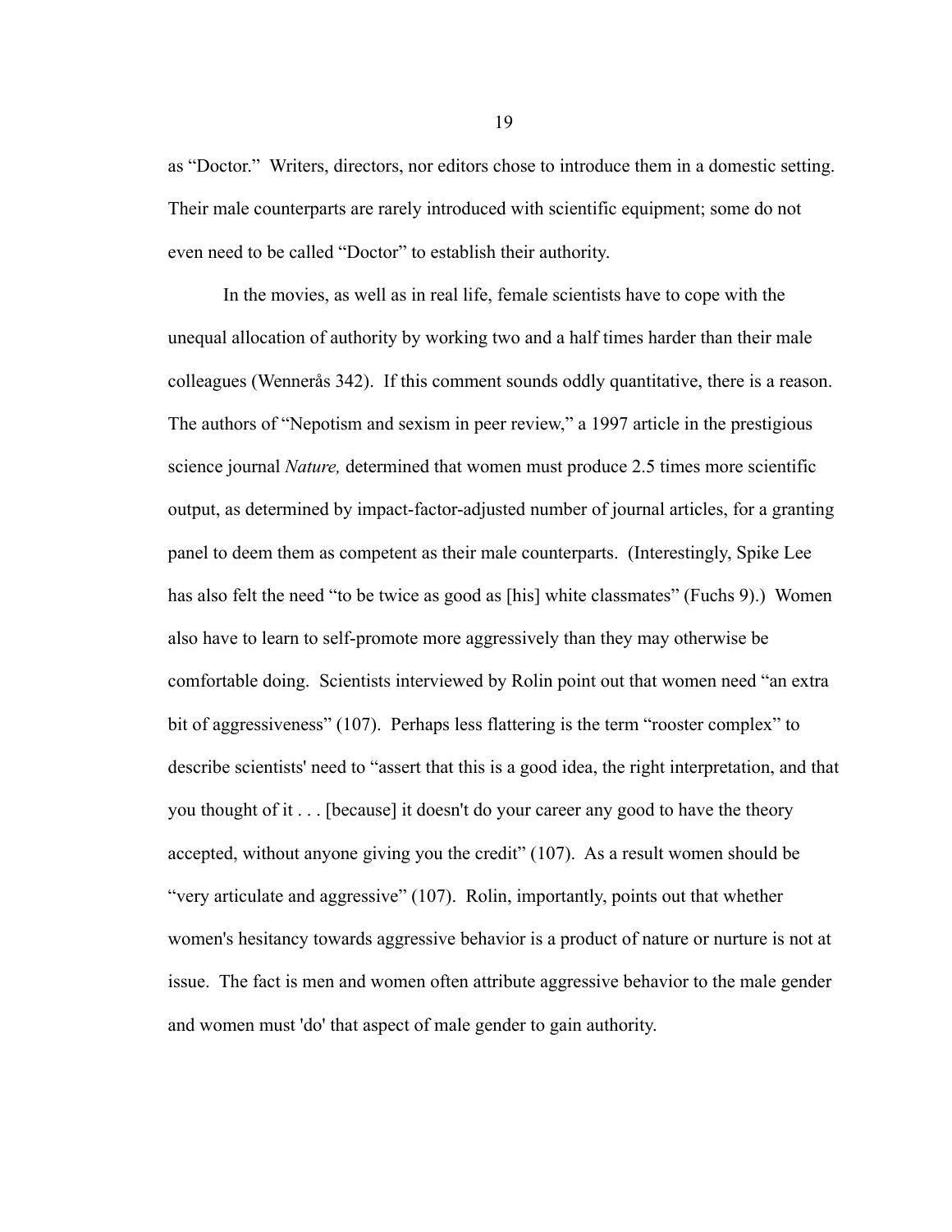as "Doctor." Writers, directors, nor editors chose to introduce them in a domestic setting. Their male counterparts are rarely introduced with scientific equipment; some do not even need to be called "Doctor" to establish their authority.

In the movies, as well as in real life, female scientists have to cope with the unequal allocation of authority by working two and a half times harder than their male colleagues (Wennerås 342). If this comment sounds oddly quantitative, there is a reason. The authors of "Nepotism and sexism in peer review," a 1997 article in the prestigious science journal *Nature,* determined that women must produce 2.5 times more scientific output, as determined by impact-factor-adjusted number of journal articles, for a granting panel to deem them as competent as their male counterparts. (Interestingly, Spike Lee has also felt the need "to be twice as good as [his] white classmates" (Fuchs 9).) Women also have to learn to self-promote more aggressively than they may otherwise be comfortable doing. Scientists interviewed by Rolin point out that women need "an extra bit of aggressiveness" (107). Perhaps less flattering is the term "rooster complex" to describe scientists' need to "assert that this is a good idea, the right interpretation, and that you thought of it . . . [because] it doesn't do your career any good to have the theory accepted, without anyone giving you the credit" (107). As a result women should be "very articulate and aggressive" (107). Rolin, importantly, points out that whether women's hesitancy towards aggressive behavior is a product of nature or nurture is not at issue. The fact is men and women often attribute aggressive behavior to the male gender and women must 'do' that aspect of male gender to gain authority.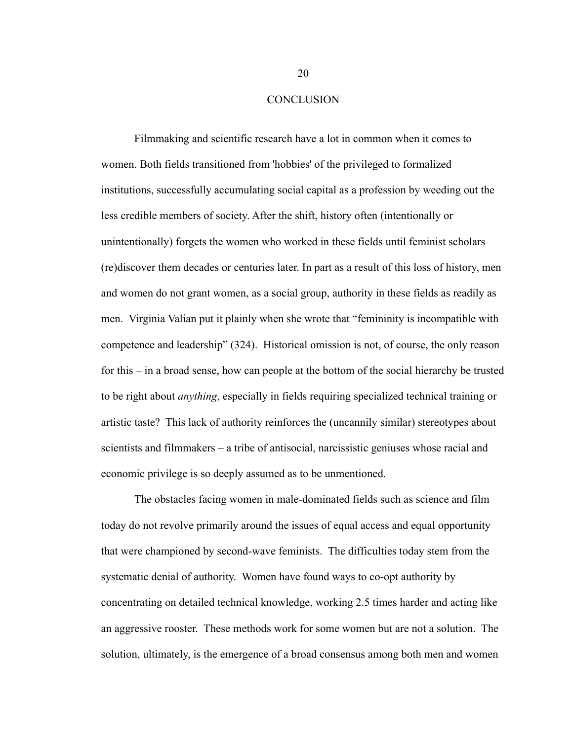# CONCLUSION

Filmmaking and scientific research have a lot in common when it comes to women. Both fields transitioned from 'hobbies' of the privileged to formalized institutions, successfully accumulating social capital as a profession by weeding out the less credible members of society. After the shift, history often (intentionally or unintentionally) forgets the women who worked in these fields until feminist scholars (re)discover them decades or centuries later. In part as a result of this loss of history, men and women do not grant women, as a social group, authority in these fields as readily as men. Virginia Valian put it plainly when she wrote that "femininity is incompatible with competence and leadership" (324). Historical omission is not, of course, the only reason for this – in a broad sense, how can people at the bottom of the social hierarchy be trusted to be right about *anything*, especially in fields requiring specialized technical training or artistic taste? This lack of authority reinforces the (uncannily similar) stereotypes about scientists and filmmakers – a tribe of antisocial, narcissistic geniuses whose racial and economic privilege is so deeply assumed as to be unmentioned.

The obstacles facing women in male-dominated fields such as science and film today do not revolve primarily around the issues of equal access and equal opportunity that were championed by second-wave feminists. The difficulties today stem from the systematic denial of authority. Women have found ways to co-opt authority by concentrating on detailed technical knowledge, working 2.5 times harder and acting like an aggressive rooster. These methods work for some women but are not a solution. The solution, ultimately, is the emergence of a broad consensus among both men and women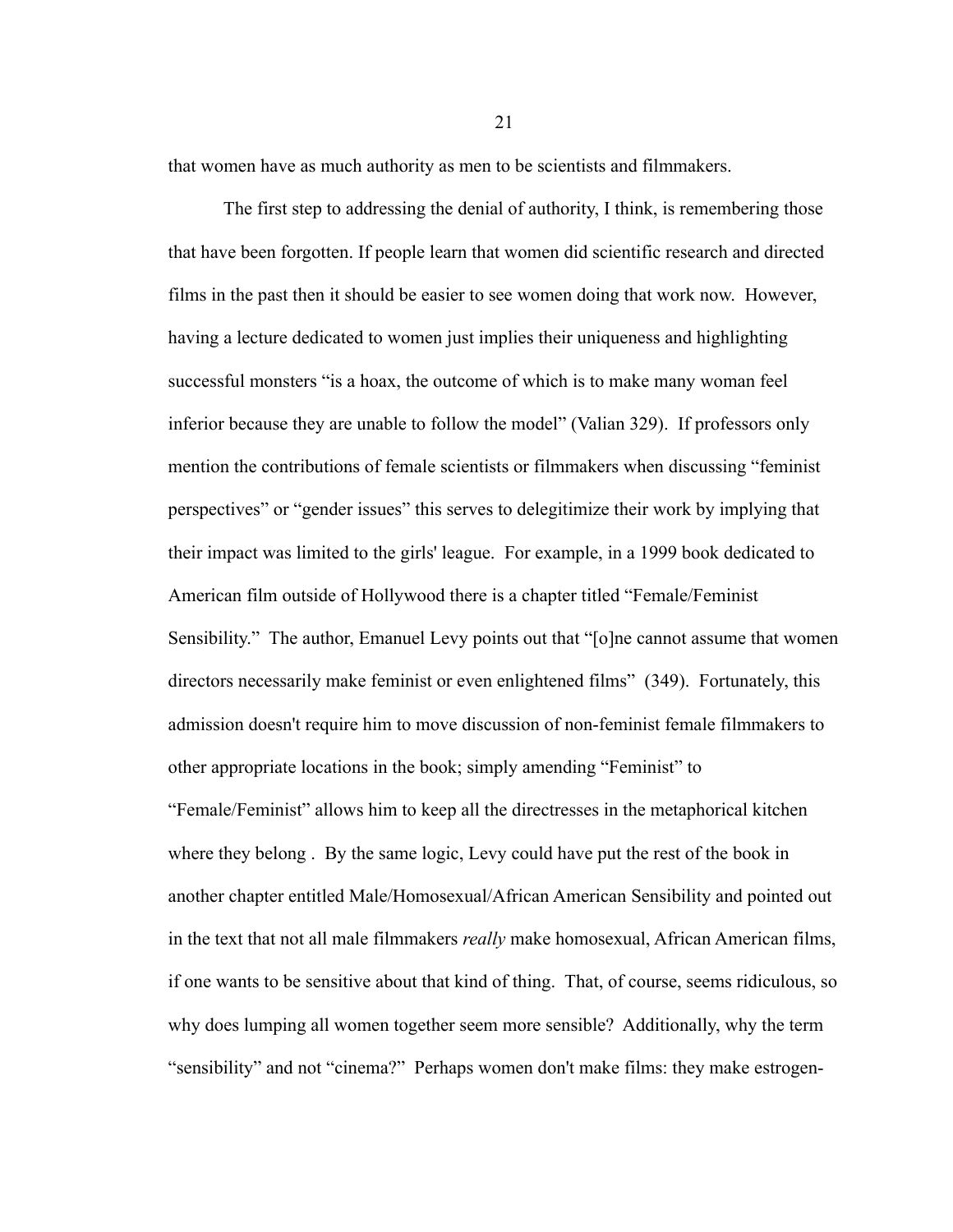that women have as much authority as men to be scientists and filmmakers.

The first step to addressing the denial of authority, I think, is remembering those that have been forgotten. If people learn that women did scientific research and directed films in the past then it should be easier to see women doing that work now. However, having a lecture dedicated to women just implies their uniqueness and highlighting successful monsters "is a hoax, the outcome of which is to make many woman feel inferior because they are unable to follow the model" (Valian 329). If professors only mention the contributions of female scientists or filmmakers when discussing "feminist perspectives" or "gender issues" this serves to delegitimize their work by implying that their impact was limited to the girls' league. For example, in a 1999 book dedicated to American film outside of Hollywood there is a chapter titled "Female/Feminist Sensibility." The author, Emanuel Levy points out that "[o]ne cannot assume that women directors necessarily make feminist or even enlightened films" (349). Fortunately, this admission doesn't require him to move discussion of non-feminist female filmmakers to other appropriate locations in the book; simply amending "Feminist" to "Female/Feminist" allows him to keep all the directresses in the metaphorical kitchen where they belong . By the same logic, Levy could have put the rest of the book in another chapter entitled Male/Homosexual/African American Sensibility and pointed out in the text that not all male filmmakers *really* make homosexual, African American films, if one wants to be sensitive about that kind of thing. That, of course, seems ridiculous, so why does lumping all women together seem more sensible? Additionally, why the term "sensibility" and not "cinema?" Perhaps women don't make films: they make estrogen-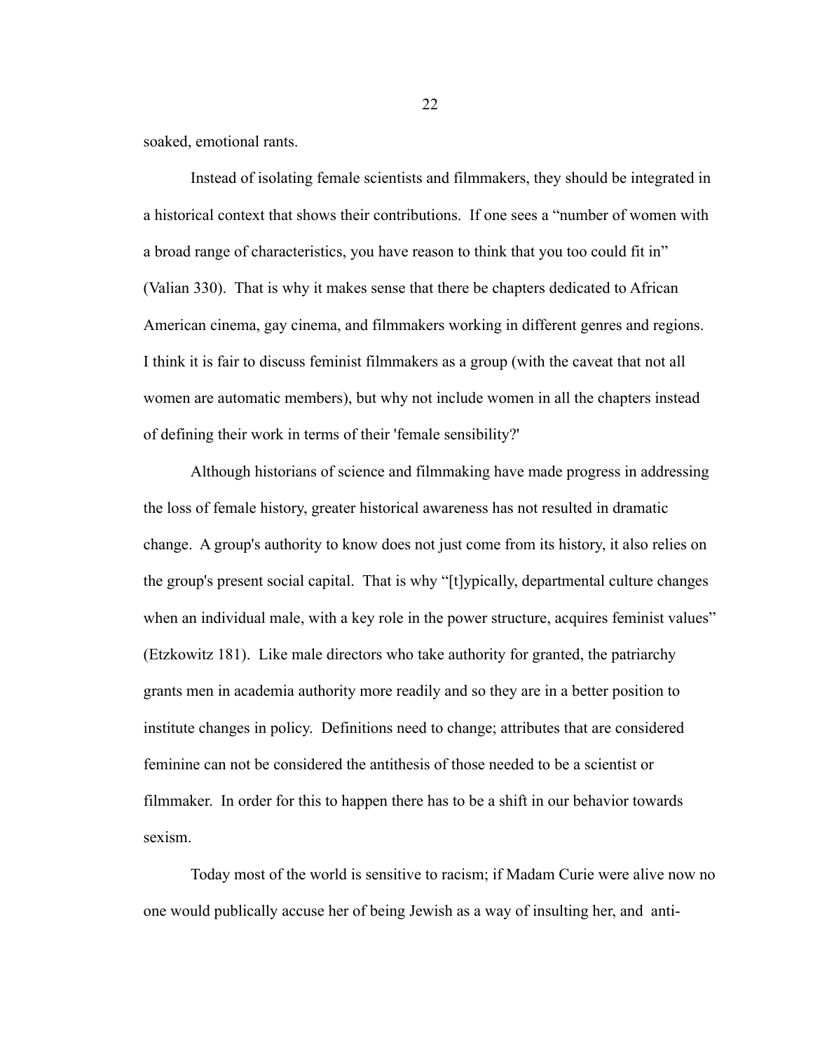soaked, emotional rants.

Instead of isolating female scientists and filmmakers, they should be integrated in a historical context that shows their contributions. If one sees a "number of women with a broad range of characteristics, you have reason to think that you too could fit in" (Valian 330). That is why it makes sense that there be chapters dedicated to African American cinema, gay cinema, and filmmakers working in different genres and regions. I think it is fair to discuss feminist filmmakers as a group (with the caveat that not all women are automatic members), but why not include women in all the chapters instead of defining their work in terms of their 'female sensibility?'

Although historians of science and filmmaking have made progress in addressing the loss of female history, greater historical awareness has not resulted in dramatic change. A group's authority to know does not just come from its history, it also relies on the group's present social capital. That is why "[t]ypically, departmental culture changes when an individual male, with a key role in the power structure, acquires feminist values" (Etzkowitz 181). Like male directors who take authority for granted, the patriarchy grants men in academia authority more readily and so they are in a better position to institute changes in policy. Definitions need to change; attributes that are considered feminine can not be considered the antithesis of those needed to be a scientist or filmmaker. In order for this to happen there has to be a shift in our behavior towards sexism.

Today most of the world is sensitive to racism; if Madam Curie were alive now no one would publically accuse her of being Jewish as a way of insulting her, and anti-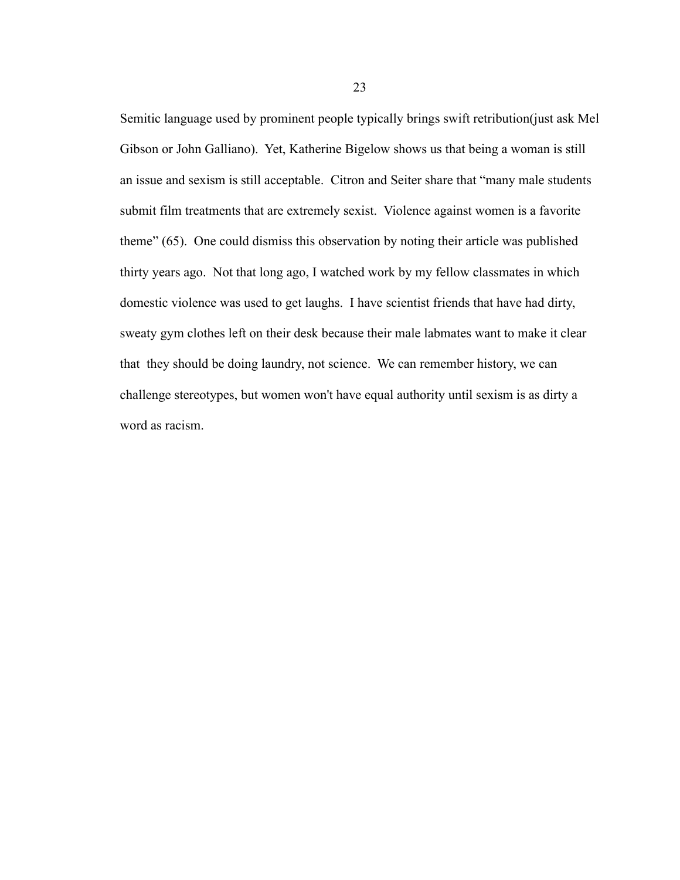Semitic language used by prominent people typically brings swift retribution(just ask Mel Gibson or John Galliano). Yet, Katherine Bigelow shows us that being a woman is still an issue and sexism is still acceptable. Citron and Seiter share that "many male students submit film treatments that are extremely sexist. Violence against women is a favorite theme" (65). One could dismiss this observation by noting their article was published thirty years ago. Not that long ago, I watched work by my fellow classmates in which domestic violence was used to get laughs. I have scientist friends that have had dirty, sweaty gym clothes left on their desk because their male labmates want to make it clear that they should be doing laundry, not science. We can remember history, we can challenge stereotypes, but women won't have equal authority until sexism is as dirty a word as racism.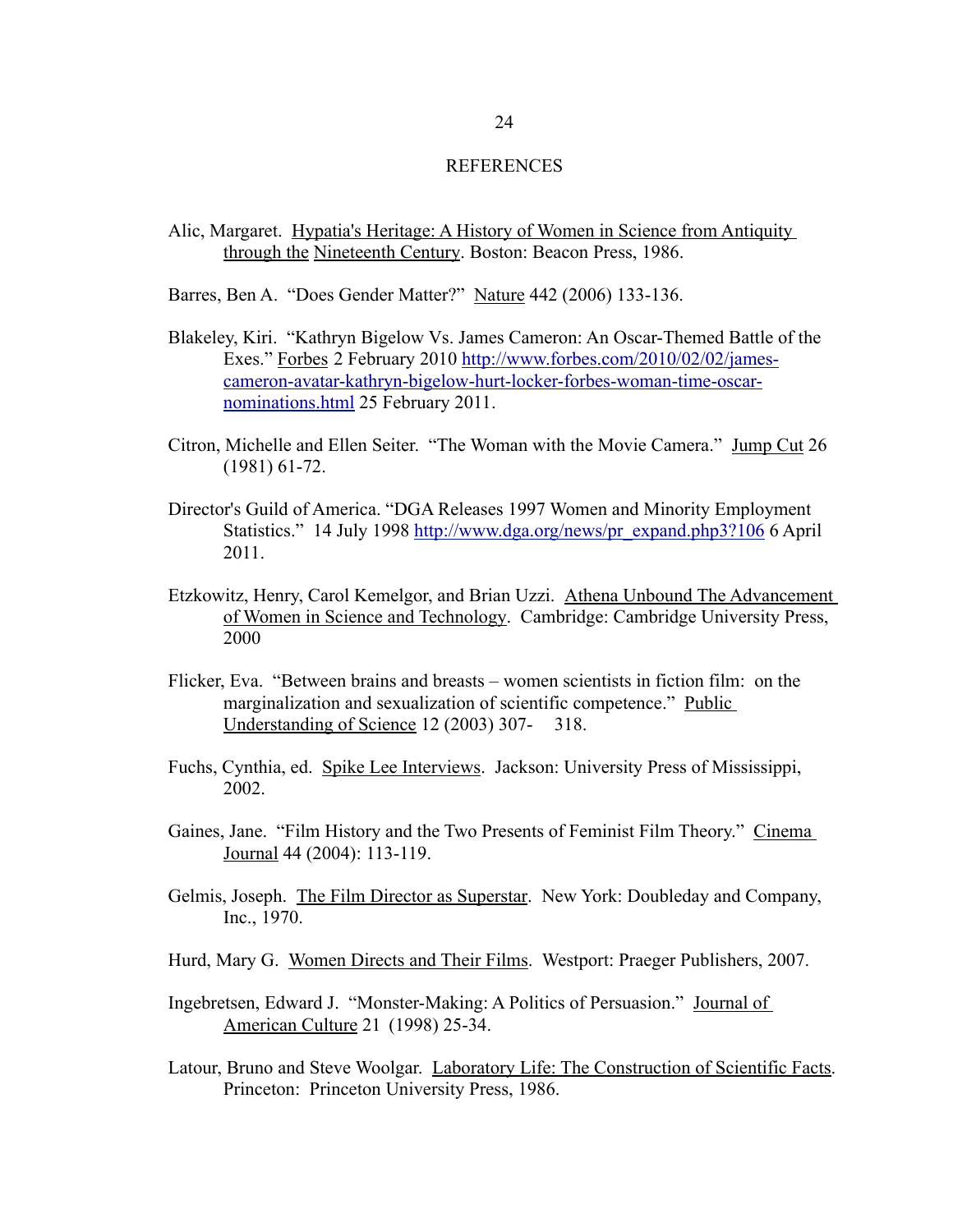# REFERENCES

Alic, Margaret. Hypatia's Heritage: A History of Women in Science from Antiquity through the Nineteenth Century. Boston: Beacon Press, 1986.

Barres, Ben A. "Does Gender Matter?" Nature 442 (2006) 133-136.

Blakeley, Kiri. "Kathryn Bigelow Vs. James Cameron: An Oscar-Themed Battle of the Exes." Forbes 2 February 2010 http://www.forbes.com/2010/02/02/james-cameron-avatar-kathryn-bigelow-hurt-locker-forbes-woman-time-oscar-nominations.html 25 February 2011.

Citron, Michelle and Ellen Seiter. "The Woman with the Movie Camera." Jump Cut 26 (1981) 61-72.

Director's Guild of America. "DGA Releases 1997 Women and Minority Employment Statistics." 14 July 1998 http://www.dga.org/news/pr_expand.php3?106 6 April 2011.

Etzkowitz, Henry, Carol Kemelgor, and Brian Uzzi. Athena Unbound The Advancement of Women in Science and Technology. Cambridge: Cambridge University Press, 2000

Flicker, Eva. "Between brains and breasts – women scientists in fiction film: on the marginalization and sexualization of scientific competence." Public Understanding of Science 12 (2003) 307- 318.

Fuchs, Cynthia, ed. Spike Lee Interviews. Jackson: University Press of Mississippi, 2002.

Gaines, Jane. "Film History and the Two Presents of Feminist Film Theory." Cinema Journal 44 (2004): 113-119.

Gelmis, Joseph. The Film Director as Superstar. New York: Doubleday and Company, Inc., 1970.

Hurd, Mary G. Women Directs and Their Films. Westport: Praeger Publishers, 2007.

Ingebretsen, Edward J. "Monster-Making: A Politics of Persuasion." Journal of American Culture 21 (1998) 25-34.

Latour, Bruno and Steve Woolgar. Laboratory Life: The Construction of Scientific Facts. Princeton: Princeton University Press, 1986.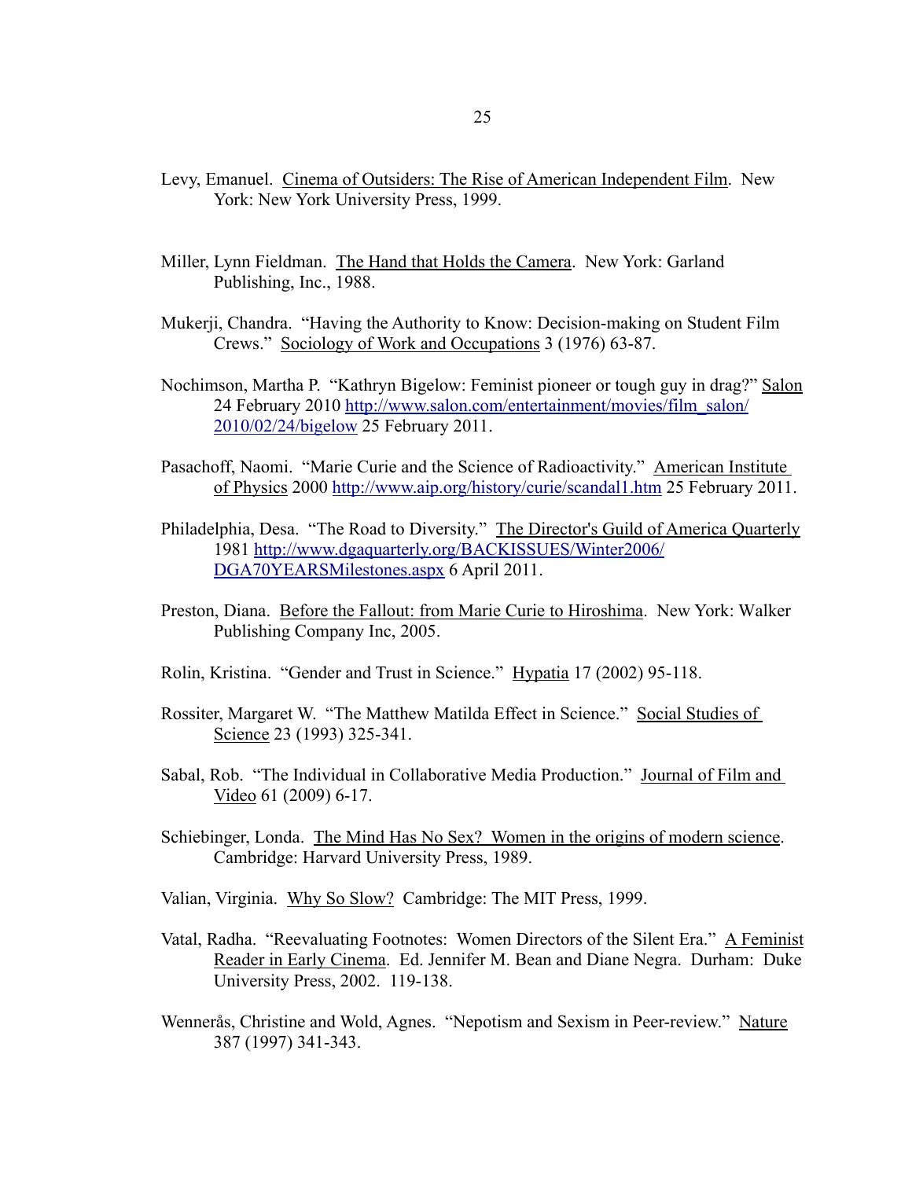Levy, Emanuel. Cinema of Outsiders: The Rise of American Independent Film. New York: New York University Press, 1999.

Miller, Lynn Fieldman. The Hand that Holds the Camera. New York: Garland Publishing, Inc., 1988.

Mukerji, Chandra. "Having the Authority to Know: Decision-making on Student Film Crews." Sociology of Work and Occupations 3 (1976) 63-87.

Nochimson, Martha P. "Kathryn Bigelow: Feminist pioneer or tough guy in drag?" Salon 24 February 2010 http://www.salon.com/entertainment/movies/film_salon/2010/02/24/bigelow 25 February 2011.

Pasachoff, Naomi. "Marie Curie and the Science of Radioactivity." American Institute of Physics 2000 http://www.aip.org/history/curie/scandal1.htm 25 February 2011.

Philadelphia, Desa. "The Road to Diversity." The Director's Guild of America Quarterly 1981 http://www.dgaquarterly.org/BACKISSUES/Winter2006/DGA70YEARSMilestones.aspx 6 April 2011.

Preston, Diana. Before the Fallout: from Marie Curie to Hiroshima. New York: Walker Publishing Company Inc, 2005.

Rolin, Kristina. "Gender and Trust in Science." Hypatia 17 (2002) 95-118.

Rossiter, Margaret W. "The Matthew Matilda Effect in Science." Social Studies of Science 23 (1993) 325-341.

Sabal, Rob. "The Individual in Collaborative Media Production." Journal of Film and Video 61 (2009) 6-17.

Schiebinger, Londa. The Mind Has No Sex? Women in the origins of modern science. Cambridge: Harvard University Press, 1989.

Valian, Virginia. Why So Slow? Cambridge: The MIT Press, 1999.

Vatal, Radha. "Reevaluating Footnotes: Women Directors of the Silent Era." A Feminist Reader in Early Cinema. Ed. Jennifer M. Bean and Diane Negra. Durham: Duke University Press, 2002. 119-138.

Wennerås, Christine and Wold, Agnes. "Nepotism and Sexism in Peer-review." Nature 387 (1997) 341-343.